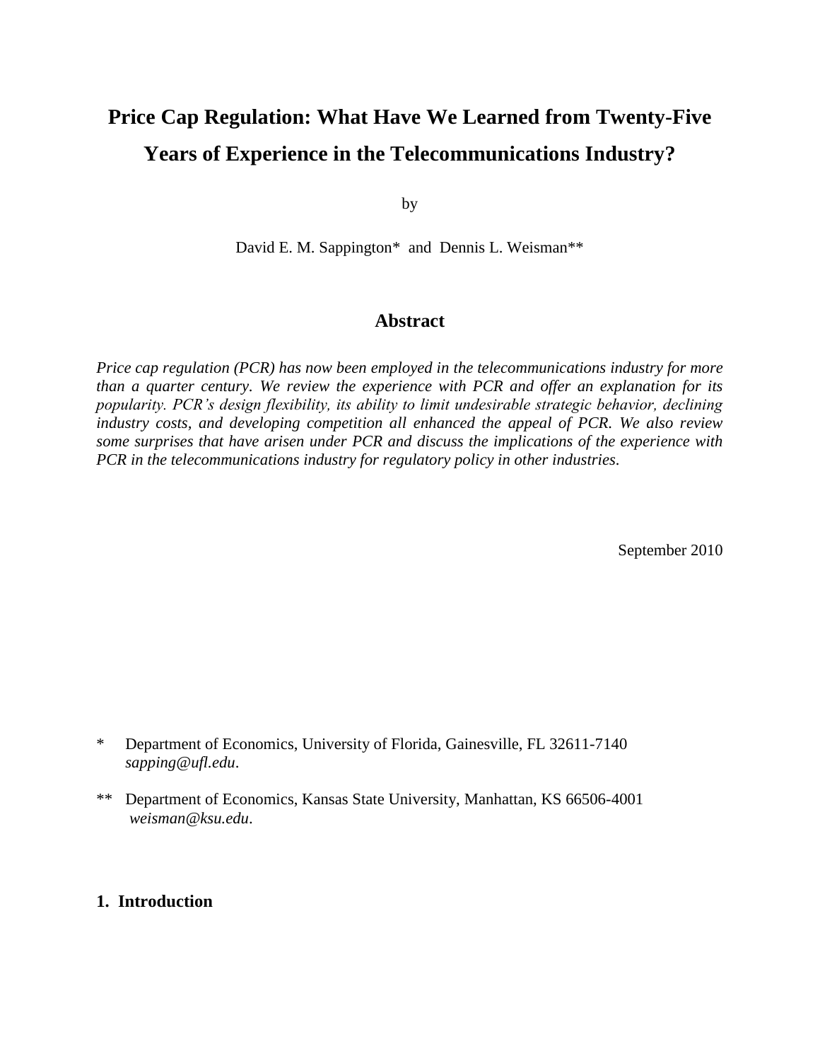# Price Cap Regulation: What Have We Learned from Twenty-Five Years of Experience in the Telecommunications Industry?

by

David E. M. Sappington* and Dennis L. Weisman**

## Abstract

*Price cap regulation (PCR) has now been employed in the telecommunications industry for more than a quarter century. We review the experience with PCR and offer an explanation for its popularity. PCR's design flexibility, its ability to limit undesirable strategic behavior, declining industry costs, and developing competition all enhanced the appeal of PCR. We also review some surprises that have arisen under PCR and discuss the implications of the experience with PCR in the telecommunications industry for regulatory policy in other industries.*

September 2010

\* Department of Economics, University of Florida, Gainesville, FL 32611-7140 *sapping@ufl.edu*.

\*\* Department of Economics, Kansas State University, Manhattan, KS 66506-4001 *weisman@ksu.edu*.

## 1. Introduction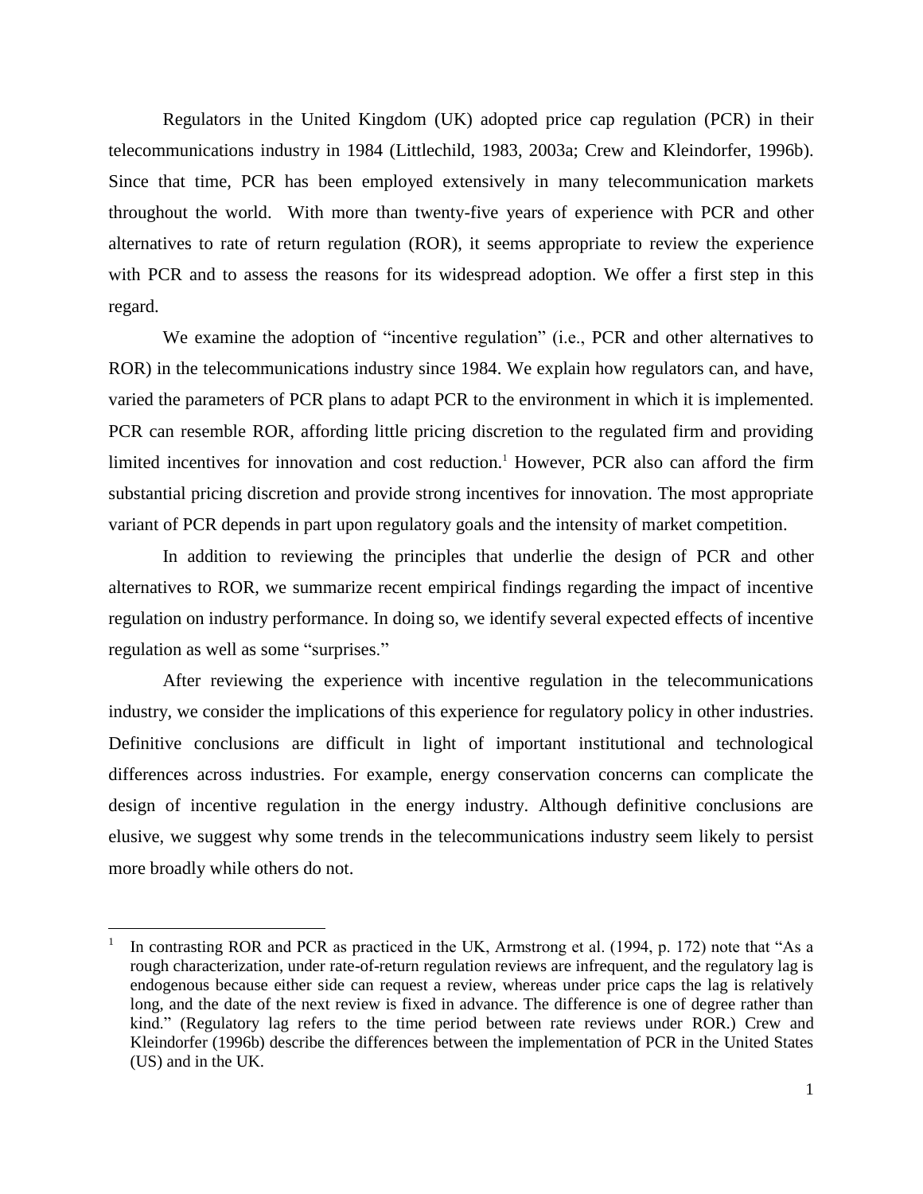Regulators in the United Kingdom (UK) adopted price cap regulation (PCR) in their telecommunications industry in 1984 (Littlechild, 1983, 2003a; Crew and Kleindorfer, 1996b). Since that time, PCR has been employed extensively in many telecommunication markets throughout the world. With more than twenty-five years of experience with PCR and other alternatives to rate of return regulation (ROR), it seems appropriate to review the experience with PCR and to assess the reasons for its widespread adoption. We offer a first step in this regard.

We examine the adoption of "incentive regulation" (i.e., PCR and other alternatives to ROR) in the telecommunications industry since 1984. We explain how regulators can, and have, varied the parameters of PCR plans to adapt PCR to the environment in which it is implemented. PCR can resemble ROR, affording little pricing discretion to the regulated firm and providing limited incentives for innovation and cost reduction.[1] However, PCR also can afford the firm substantial pricing discretion and provide strong incentives for innovation. The most appropriate variant of PCR depends in part upon regulatory goals and the intensity of market competition.

In addition to reviewing the principles that underlie the design of PCR and other alternatives to ROR, we summarize recent empirical findings regarding the impact of incentive regulation on industry performance. In doing so, we identify several expected effects of incentive regulation as well as some "surprises."

After reviewing the experience with incentive regulation in the telecommunications industry, we consider the implications of this experience for regulatory policy in other industries. Definitive conclusions are difficult in light of important institutional and technological differences across industries. For example, energy conservation concerns can complicate the design of incentive regulation in the energy industry. Although definitive conclusions are elusive, we suggest why some trends in the telecommunications industry seem likely to persist more broadly while others do not.

---

[1] In contrasting ROR and PCR as practiced in the UK, Armstrong et al. (1994, p. 172) note that "As a rough characterization, under rate-of-return regulation reviews are infrequent, and the regulatory lag is endogenous because either side can request a review, whereas under price caps the lag is relatively long, and the date of the next review is fixed in advance. The difference is one of degree rather than kind." (Regulatory lag refers to the time period between rate reviews under ROR.) Crew and Kleindorfer (1996b) describe the differences between the implementation of PCR in the United States (US) and in the UK.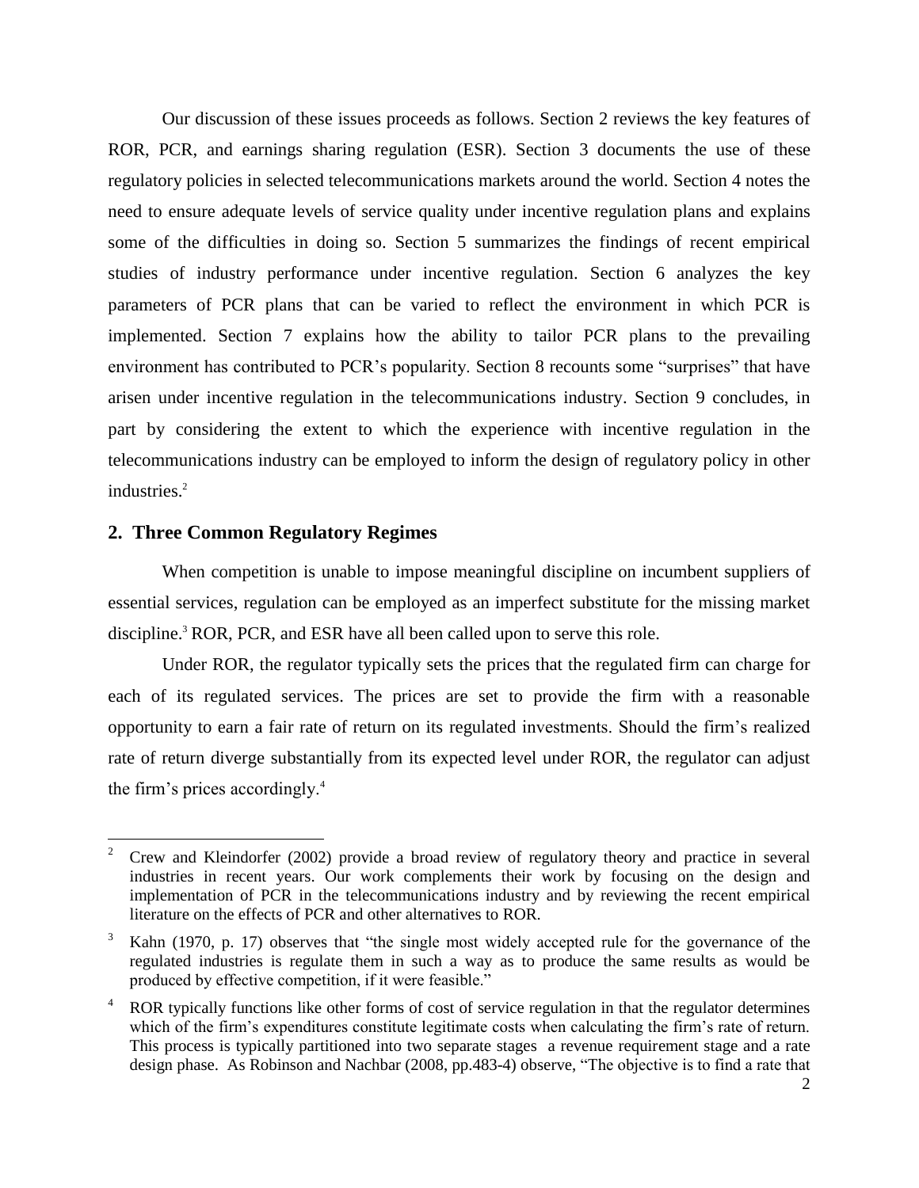Our discussion of these issues proceeds as follows. Section 2 reviews the key features of ROR, PCR, and earnings sharing regulation (ESR). Section 3 documents the use of these regulatory policies in selected telecommunications markets around the world. Section 4 notes the need to ensure adequate levels of service quality under incentive regulation plans and explains some of the difficulties in doing so. Section 5 summarizes the findings of recent empirical studies of industry performance under incentive regulation. Section 6 analyzes the key parameters of PCR plans that can be varied to reflect the environment in which PCR is implemented. Section 7 explains how the ability to tailor PCR plans to the prevailing environment has contributed to PCR's popularity. Section 8 recounts some "surprises" that have arisen under incentive regulation in the telecommunications industry. Section 9 concludes, in part by considering the extent to which the experience with incentive regulation in the telecommunications industry can be employed to inform the design of regulatory policy in other industries.[2]

## 2. Three Common Regulatory Regimes

When competition is unable to impose meaningful discipline on incumbent suppliers of essential services, regulation can be employed as an imperfect substitute for the missing market discipline.[3] ROR, PCR, and ESR have all been called upon to serve this role.

Under ROR, the regulator typically sets the prices that the regulated firm can charge for each of its regulated services. The prices are set to provide the firm with a reasonable opportunity to earn a fair rate of return on its regulated investments. Should the firm's realized rate of return diverge substantially from its expected level under ROR, the regulator can adjust the firm's prices accordingly.[4]

---

[2] Crew and Kleindorfer (2002) provide a broad review of regulatory theory and practice in several industries in recent years. Our work complements their work by focusing on the design and implementation of PCR in the telecommunications industry and by reviewing the recent empirical literature on the effects of PCR and other alternatives to ROR.

[3] Kahn (1970, p. 17) observes that "the single most widely accepted rule for the governance of the regulated industries is regulate them in such a way as to produce the same results as would be produced by effective competition, if it were feasible."

[4] ROR typically functions like other forms of cost of service regulation in that the regulator determines which of the firm's expenditures constitute legitimate costs when calculating the firm's rate of return. This process is typically partitioned into two separate stages a revenue requirement stage and a rate design phase. As Robinson and Nachbar (2008, pp.483-4) observe, "The objective is to find a rate that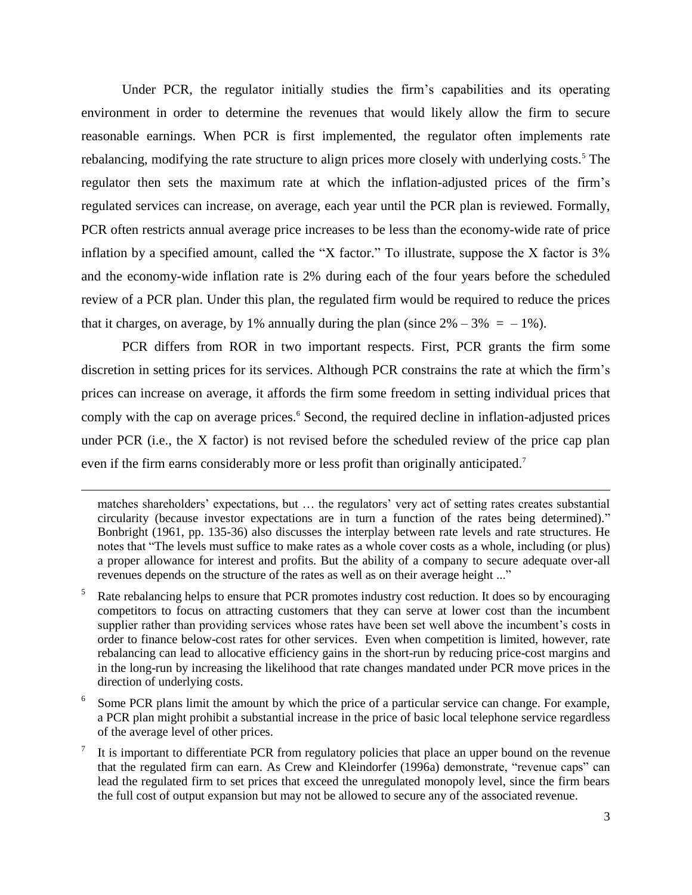Under PCR, the regulator initially studies the firm's capabilities and its operating environment in order to determine the revenues that would likely allow the firm to secure reasonable earnings. When PCR is first implemented, the regulator often implements rate rebalancing, modifying the rate structure to align prices more closely with underlying costs.[5] The regulator then sets the maximum rate at which the inflation-adjusted prices of the firm's regulated services can increase, on average, each year until the PCR plan is reviewed. Formally, PCR often restricts annual average price increases to be less than the economy-wide rate of price inflation by a specified amount, called the "X factor." To illustrate, suppose the X factor is 3% and the economy-wide inflation rate is 2% during each of the four years before the scheduled review of a PCR plan. Under this plan, the regulated firm would be required to reduce the prices that it charges, on average, by 1% annually during the plan (since $2\% - 3\% = -1\%$).

PCR differs from ROR in two important respects. First, PCR grants the firm some discretion in setting prices for its services. Although PCR constrains the rate at which the firm's prices can increase on average, it affords the firm some freedom in setting individual prices that comply with the cap on average prices.[6] Second, the required decline in inflation-adjusted prices under PCR (i.e., the X factor) is not revised before the scheduled review of the price cap plan even if the firm earns considerably more or less profit than originally anticipated.[7]

---

matches shareholders' expectations, but … the regulators' very act of setting rates creates substantial circularity (because investor expectations are in turn a function of the rates being determined)." Bonbright (1961, pp. 135-36) also discusses the interplay between rate levels and rate structures. He notes that "The levels must suffice to make rates as a whole cover costs as a whole, including (or plus) a proper allowance for interest and profits. But the ability of a company to secure adequate over-all revenues depends on the structure of the rates as well as on their average height ..."

[5] Rate rebalancing helps to ensure that PCR promotes industry cost reduction. It does so by encouraging competitors to focus on attracting customers that they can serve at lower cost than the incumbent supplier rather than providing services whose rates have been set well above the incumbent's costs in order to finance below-cost rates for other services. Even when competition is limited, however, rate rebalancing can lead to allocative efficiency gains in the short-run by reducing price-cost margins and in the long-run by increasing the likelihood that rate changes mandated under PCR move prices in the direction of underlying costs.

[6] Some PCR plans limit the amount by which the price of a particular service can change. For example, a PCR plan might prohibit a substantial increase in the price of basic local telephone service regardless of the average level of other prices.

[7] It is important to differentiate PCR from regulatory policies that place an upper bound on the revenue that the regulated firm can earn. As Crew and Kleindorfer (1996a) demonstrate, "revenue caps" can lead the regulated firm to set prices that exceed the unregulated monopoly level, since the firm bears the full cost of output expansion but may not be allowed to secure any of the associated revenue.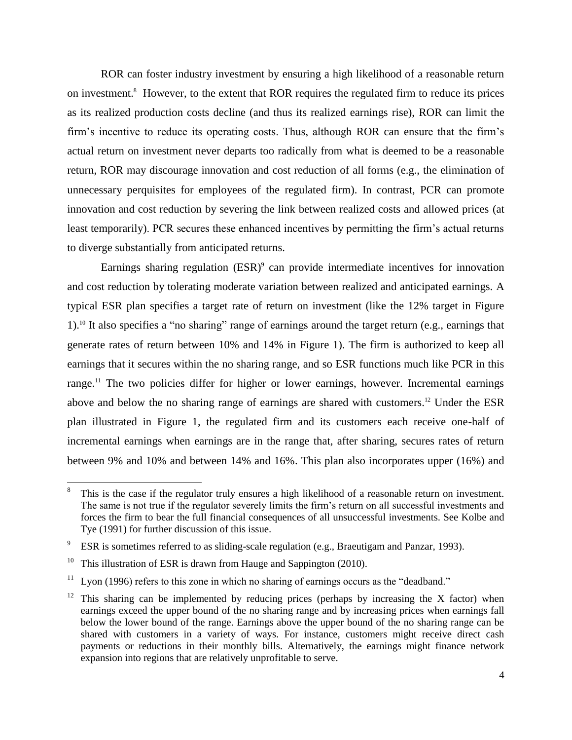ROR can foster industry investment by ensuring a high likelihood of a reasonable return on investment.[8] However, to the extent that ROR requires the regulated firm to reduce its prices as its realized production costs decline (and thus its realized earnings rise), ROR can limit the firm's incentive to reduce its operating costs. Thus, although ROR can ensure that the firm's actual return on investment never departs too radically from what is deemed to be a reasonable return, ROR may discourage innovation and cost reduction of all forms (e.g., the elimination of unnecessary perquisites for employees of the regulated firm). In contrast, PCR can promote innovation and cost reduction by severing the link between realized costs and allowed prices (at least temporarily). PCR secures these enhanced incentives by permitting the firm's actual returns to diverge substantially from anticipated returns.

Earnings sharing regulation (ESR)[9] can provide intermediate incentives for innovation and cost reduction by tolerating moderate variation between realized and anticipated earnings. A typical ESR plan specifies a target rate of return on investment (like the 12% target in Figure 1).[10] It also specifies a "no sharing" range of earnings around the target return (e.g., earnings that generate rates of return between 10% and 14% in Figure 1). The firm is authorized to keep all earnings that it secures within the no sharing range, and so ESR functions much like PCR in this range.[11] The two policies differ for higher or lower earnings, however. Incremental earnings above and below the no sharing range of earnings are shared with customers.[12] Under the ESR plan illustrated in Figure 1, the regulated firm and its customers each receive one-half of incremental earnings when earnings are in the range that, after sharing, secures rates of return between 9% and 10% and between 14% and 16%. This plan also incorporates upper (16%) and

---

[8] This is the case if the regulator truly ensures a high likelihood of a reasonable return on investment. The same is not true if the regulator severely limits the firm's return on all successful investments and forces the firm to bear the full financial consequences of all unsuccessful investments. See Kolbe and Tye (1991) for further discussion of this issue.

[9] ESR is sometimes referred to as sliding-scale regulation (e.g., Braeutigam and Panzar, 1993).

[10] This illustration of ESR is drawn from Hauge and Sappington (2010).

[11] Lyon (1996) refers to this zone in which no sharing of earnings occurs as the "deadband."

[12] This sharing can be implemented by reducing prices (perhaps by increasing the X factor) when earnings exceed the upper bound of the no sharing range and by increasing prices when earnings fall below the lower bound of the range. Earnings above the upper bound of the no sharing range can be shared with customers in a variety of ways. For instance, customers might receive direct cash payments or reductions in their monthly bills. Alternatively, the earnings might finance network expansion into regions that are relatively unprofitable to serve.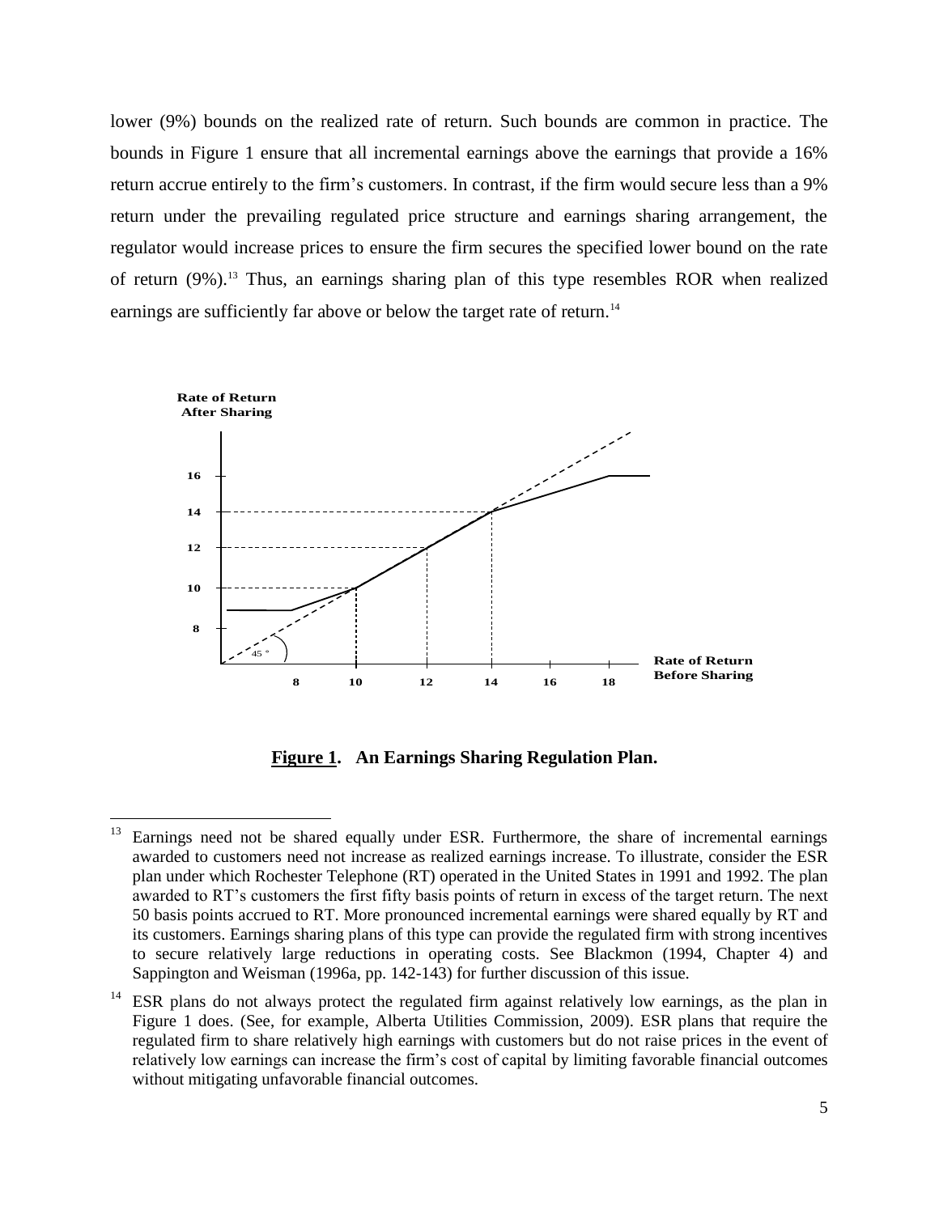lower (9%) bounds on the realized rate of return. Such bounds are common in practice. The bounds in Figure 1 ensure that all incremental earnings above the earnings that provide a 16% return accrue entirely to the firm's customers. In contrast, if the firm would secure less than a 9% return under the prevailing regulated price structure and earnings sharing arrangement, the regulator would increase prices to ensure the firm secures the specified lower bound on the rate of return (9%).[13] Thus, an earnings sharing plan of this type resembles ROR when realized earnings are sufficiently far above or below the target rate of return.[14]

**Figure 1**. **An Earnings Sharing Regulation Plan.**

[13] Earnings need not be shared equally under ESR. Furthermore, the share of incremental earnings awarded to customers need not increase as realized earnings increase. To illustrate, consider the ESR plan under which Rochester Telephone (RT) operated in the United States in 1991 and 1992. The plan awarded to RT's customers the first fifty basis points of return in excess of the target return. The next 50 basis points accrued to RT. More pronounced incremental earnings were shared equally by RT and its customers. Earnings sharing plans of this type can provide the regulated firm with strong incentives to secure relatively large reductions in operating costs. See Blackmon (1994, Chapter 4) and Sappington and Weisman (1996a, pp. 142-143) for further discussion of this issue.

[14] ESR plans do not always protect the regulated firm against relatively low earnings, as the plan in Figure 1 does. (See, for example, Alberta Utilities Commission, 2009). ESR plans that require the regulated firm to share relatively high earnings with customers but do not raise prices in the event of relatively low earnings can increase the firm's cost of capital by limiting favorable financial outcomes without mitigating unfavorable financial outcomes.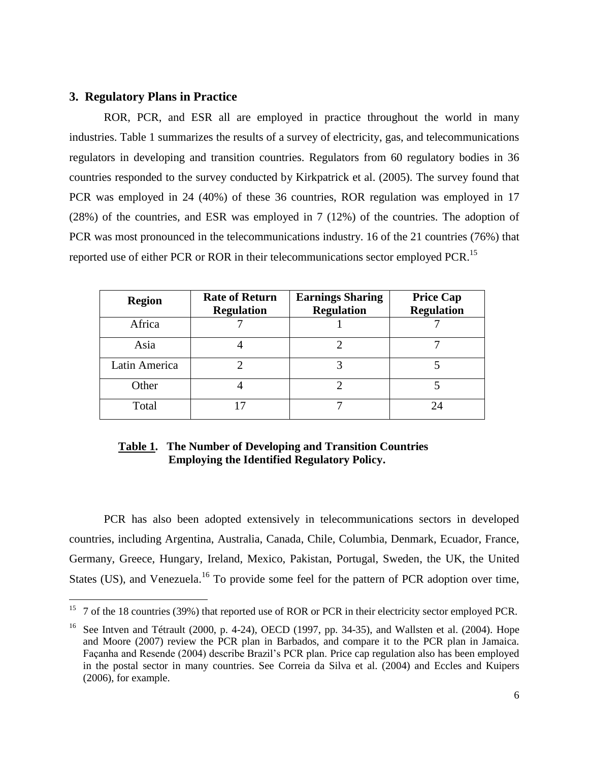## 3. Regulatory Plans in Practice

ROR, PCR, and ESR all are employed in practice throughout the world in many industries. Table 1 summarizes the results of a survey of electricity, gas, and telecommunications regulators in developing and transition countries. Regulators from 60 regulatory bodies in 36 countries responded to the survey conducted by Kirkpatrick et al. (2005). The survey found that PCR was employed in 24 (40%) of these 36 countries, ROR regulation was employed in 17 (28%) of the countries, and ESR was employed in 7 (12%) of the countries. The adoption of PCR was most pronounced in the telecommunications industry. 16 of the 21 countries (76%) that reported use of either PCR or ROR in their telecommunications sector employed PCR.[15]

| Region | Rate of Return Regulation | Earnings Sharing Regulation | Price Cap Regulation |
|---|---|---|---|
| Africa | 7 | 1 | 7 |
| Asia | 4 | 2 | 7 |
| Latin America | 2 | 3 | 5 |
| Other | 4 | 2 | 5 |
| Total | 17 | 7 | 24 |

**Table 1. The Number of Developing and Transition Countries Employing the Identified Regulatory Policy.**

PCR has also been adopted extensively in telecommunications sectors in developed countries, including Argentina, Australia, Canada, Chile, Columbia, Denmark, Ecuador, France, Germany, Greece, Hungary, Ireland, Mexico, Pakistan, Portugal, Sweden, the UK, the United States (US), and Venezuela.[16] To provide some feel for the pattern of PCR adoption over time,

[15] 7 of the 18 countries (39%) that reported use of ROR or PCR in their electricity sector employed PCR.

[16] See Intven and Tétrault (2000, p. 4-24), OECD (1997, pp. 34-35), and Wallsten et al. (2004). Hope and Moore (2007) review the PCR plan in Barbados, and compare it to the PCR plan in Jamaica. Façanha and Resende (2004) describe Brazil's PCR plan. Price cap regulation also has been employed in the postal sector in many countries. See Correia da Silva et al. (2004) and Eccles and Kuipers (2006), for example.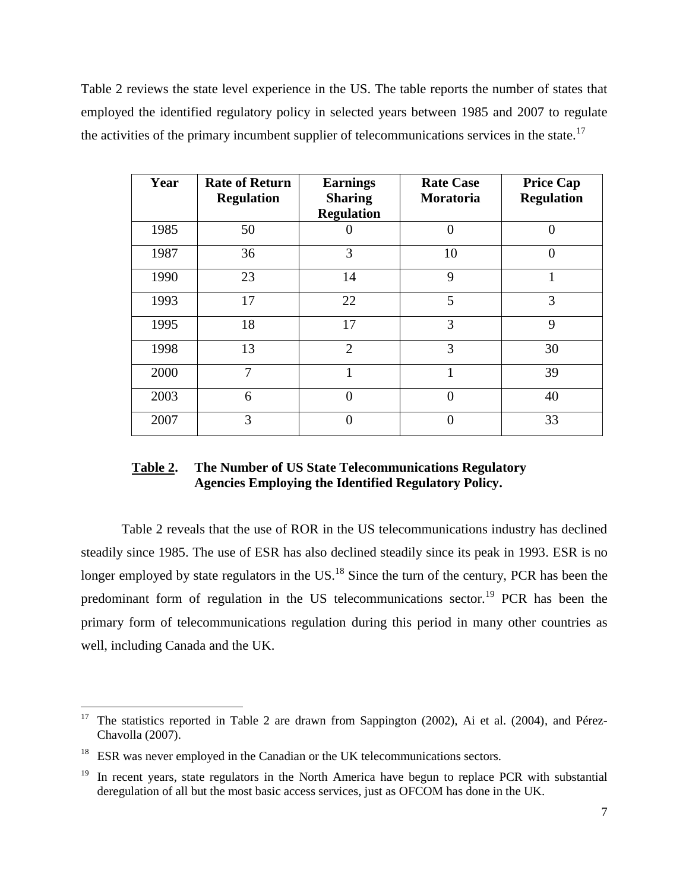Table 2 reviews the state level experience in the US. The table reports the number of states that employed the identified regulatory policy in selected years between 1985 and 2007 to regulate the activities of the primary incumbent supplier of telecommunications services in the state.[17]

| Year | Rate of Return Regulation | Earnings Sharing Regulation | Rate Case Moratoria | Price Cap Regulation |
|---|---|---|---|---|
| 1985 | 50 | 0 | 0 | 0 |
| 1987 | 36 | 3 | 10 | 0 |
| 1990 | 23 | 14 | 9 | 1 |
| 1993 | 17 | 22 | 5 | 3 |
| 1995 | 18 | 17 | 3 | 9 |
| 1998 | 13 | 2 | 3 | 30 |
| 2000 | 7 | 1 | 1 | 39 |
| 2003 | 6 | 0 | 0 | 40 |
| 2007 | 3 | 0 | 0 | 33 |

**Table 2. The Number of US State Telecommunications Regulatory Agencies Employing the Identified Regulatory Policy.**

Table 2 reveals that the use of ROR in the US telecommunications industry has declined steadily since 1985. The use of ESR has also declined steadily since its peak in 1993. ESR is no longer employed by state regulators in the US.[18] Since the turn of the century, PCR has been the predominant form of regulation in the US telecommunications sector.[19] PCR has been the primary form of telecommunications regulation during this period in many other countries as well, including Canada and the UK.

---

[17] The statistics reported in Table 2 are drawn from Sappington (2002), Ai et al. (2004), and Pérez-Chavolla (2007).

[18] ESR was never employed in the Canadian or the UK telecommunications sectors.

[19] In recent years, state regulators in the North America have begun to replace PCR with substantial deregulation of all but the most basic access services, just as OFCOM has done in the UK.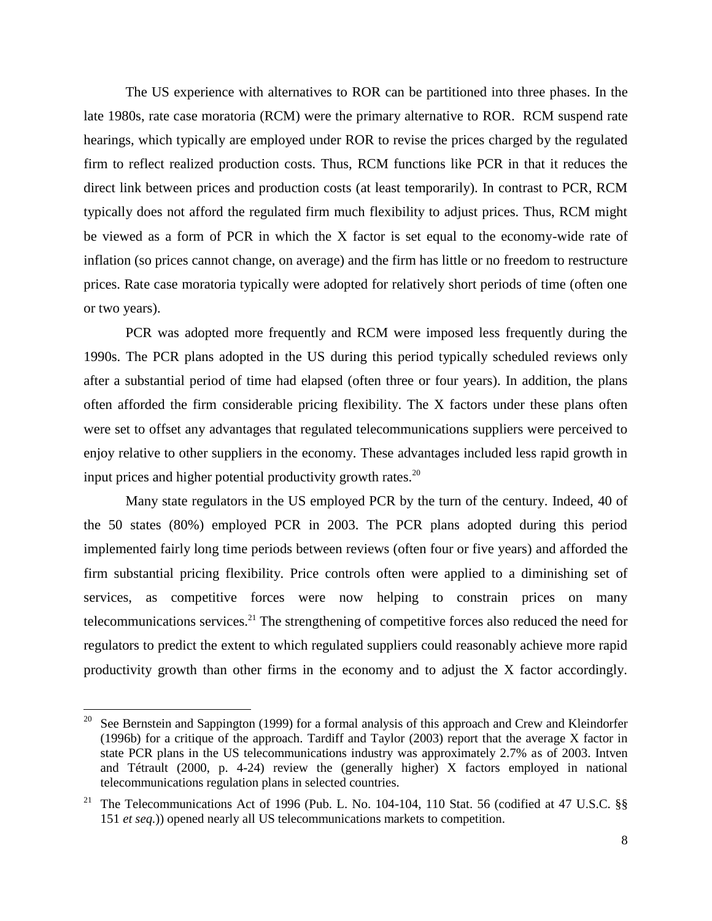The US experience with alternatives to ROR can be partitioned into three phases. In the late 1980s, rate case moratoria (RCM) were the primary alternative to ROR. RCM suspend rate hearings, which typically are employed under ROR to revise the prices charged by the regulated firm to reflect realized production costs. Thus, RCM functions like PCR in that it reduces the direct link between prices and production costs (at least temporarily). In contrast to PCR, RCM typically does not afford the regulated firm much flexibility to adjust prices. Thus, RCM might be viewed as a form of PCR in which the X factor is set equal to the economy-wide rate of inflation (so prices cannot change, on average) and the firm has little or no freedom to restructure prices. Rate case moratoria typically were adopted for relatively short periods of time (often one or two years).

PCR was adopted more frequently and RCM were imposed less frequently during the 1990s. The PCR plans adopted in the US during this period typically scheduled reviews only after a substantial period of time had elapsed (often three or four years). In addition, the plans often afforded the firm considerable pricing flexibility. The X factors under these plans often were set to offset any advantages that regulated telecommunications suppliers were perceived to enjoy relative to other suppliers in the economy. These advantages included less rapid growth in input prices and higher potential productivity growth rates.[20]

Many state regulators in the US employed PCR by the turn of the century. Indeed, 40 of the 50 states (80%) employed PCR in 2003. The PCR plans adopted during this period implemented fairly long time periods between reviews (often four or five years) and afforded the firm substantial pricing flexibility. Price controls often were applied to a diminishing set of services, as competitive forces were now helping to constrain prices on many telecommunications services.[21] The strengthening of competitive forces also reduced the need for regulators to predict the extent to which regulated suppliers could reasonably achieve more rapid productivity growth than other firms in the economy and to adjust the X factor accordingly.

---

[20] See Bernstein and Sappington (1999) for a formal analysis of this approach and Crew and Kleindorfer (1996b) for a critique of the approach. Tardiff and Taylor (2003) report that the average X factor in state PCR plans in the US telecommunications industry was approximately 2.7% as of 2003. Intven and Tétrault (2000, p. 4-24) review the (generally higher) X factors employed in national telecommunications regulation plans in selected countries.

[21] The Telecommunications Act of 1996 (Pub. L. No. 104-104, 110 Stat. 56 (codified at 47 U.S.C. §§ 151 *et seq.*)) opened nearly all US telecommunications markets to competition.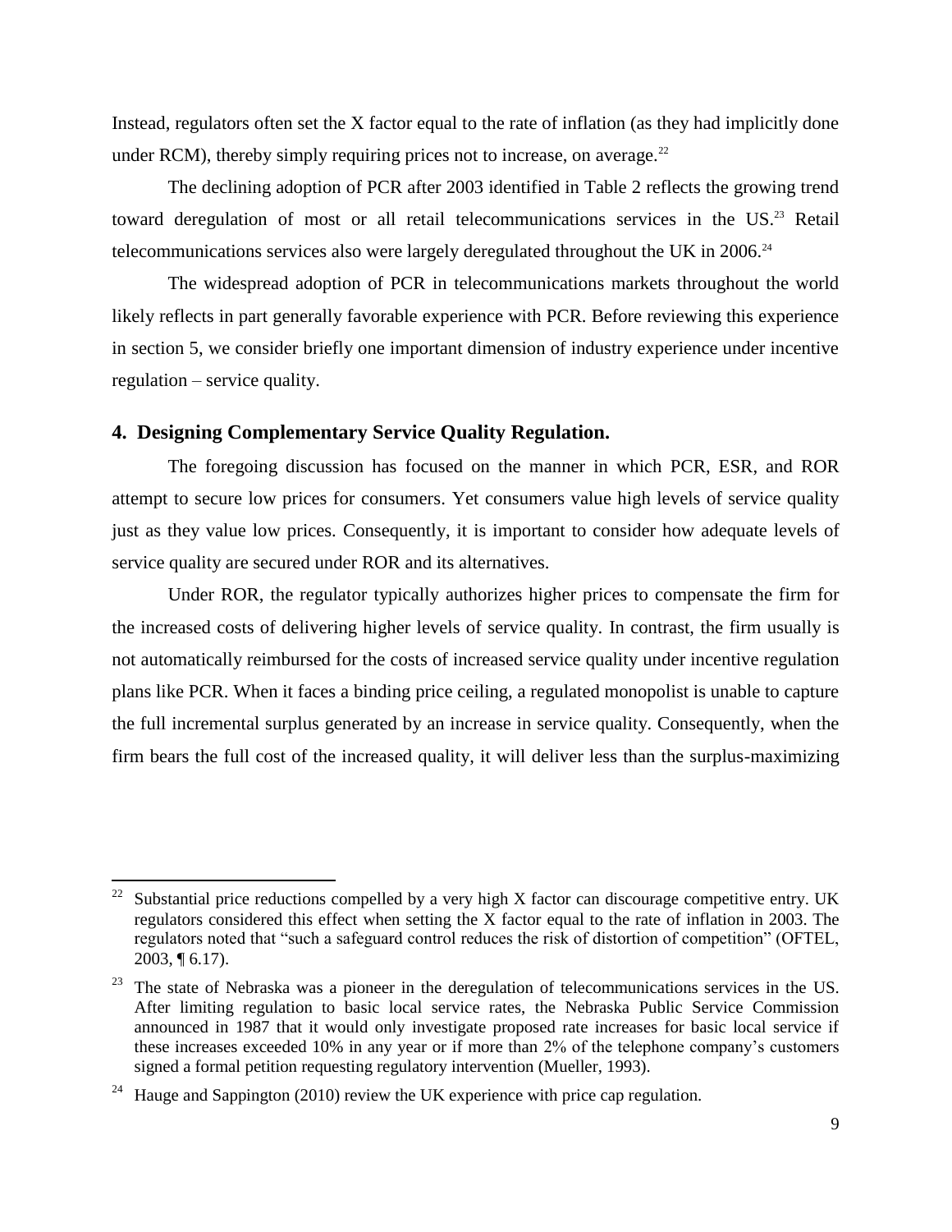Instead, regulators often set the X factor equal to the rate of inflation (as they had implicitly done under RCM), thereby simply requiring prices not to increase, on average.[22]

The declining adoption of PCR after 2003 identified in Table 2 reflects the growing trend toward deregulation of most or all retail telecommunications services in the US.[23] Retail telecommunications services also were largely deregulated throughout the UK in 2006.[24]

The widespread adoption of PCR in telecommunications markets throughout the world likely reflects in part generally favorable experience with PCR. Before reviewing this experience in section 5, we consider briefly one important dimension of industry experience under incentive regulation – service quality.

## 4. Designing Complementary Service Quality Regulation.

The foregoing discussion has focused on the manner in which PCR, ESR, and ROR attempt to secure low prices for consumers. Yet consumers value high levels of service quality just as they value low prices. Consequently, it is important to consider how adequate levels of service quality are secured under ROR and its alternatives.

Under ROR, the regulator typically authorizes higher prices to compensate the firm for the increased costs of delivering higher levels of service quality. In contrast, the firm usually is not automatically reimbursed for the costs of increased service quality under incentive regulation plans like PCR. When it faces a binding price ceiling, a regulated monopolist is unable to capture the full incremental surplus generated by an increase in service quality. Consequently, when the firm bears the full cost of the increased quality, it will deliver less than the surplus-maximizing

---

[22] Substantial price reductions compelled by a very high X factor can discourage competitive entry. UK regulators considered this effect when setting the X factor equal to the rate of inflation in 2003. The regulators noted that "such a safeguard control reduces the risk of distortion of competition" (OFTEL, 2003, ¶ 6.17).

[23] The state of Nebraska was a pioneer in the deregulation of telecommunications services in the US. After limiting regulation to basic local service rates, the Nebraska Public Service Commission announced in 1987 that it would only investigate proposed rate increases for basic local service if these increases exceeded 10% in any year or if more than 2% of the telephone company's customers signed a formal petition requesting regulatory intervention (Mueller, 1993).

[24] Hauge and Sappington (2010) review the UK experience with price cap regulation.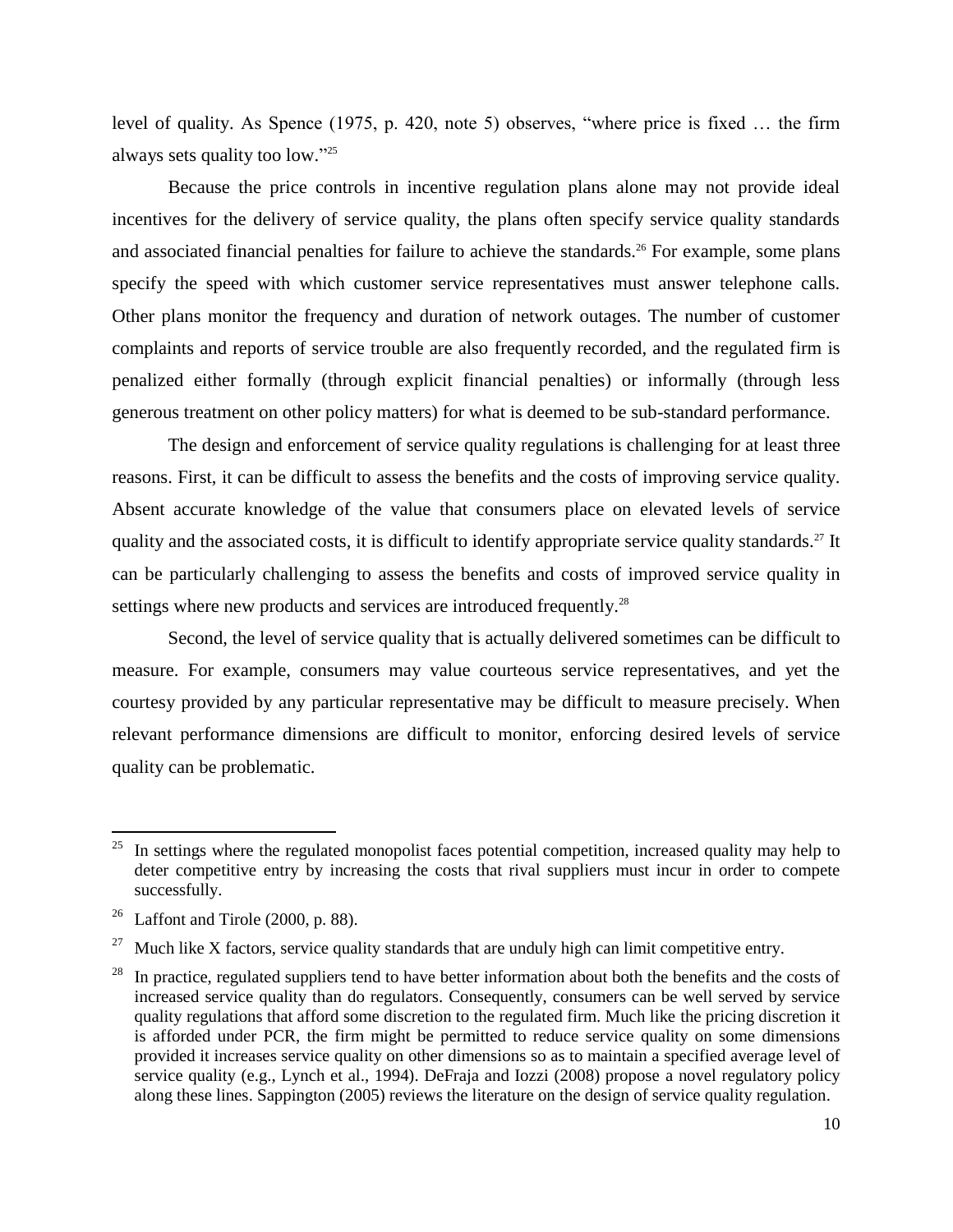level of quality. As Spence (1975, p. 420, note 5) observes, "where price is fixed … the firm always sets quality too low."[25]

Because the price controls in incentive regulation plans alone may not provide ideal incentives for the delivery of service quality, the plans often specify service quality standards and associated financial penalties for failure to achieve the standards.[26] For example, some plans specify the speed with which customer service representatives must answer telephone calls. Other plans monitor the frequency and duration of network outages. The number of customer complaints and reports of service trouble are also frequently recorded, and the regulated firm is penalized either formally (through explicit financial penalties) or informally (through less generous treatment on other policy matters) for what is deemed to be sub-standard performance.

The design and enforcement of service quality regulations is challenging for at least three reasons. First, it can be difficult to assess the benefits and the costs of improving service quality. Absent accurate knowledge of the value that consumers place on elevated levels of service quality and the associated costs, it is difficult to identify appropriate service quality standards.[27] It can be particularly challenging to assess the benefits and costs of improved service quality in settings where new products and services are introduced frequently.[28]

Second, the level of service quality that is actually delivered sometimes can be difficult to measure. For example, consumers may value courteous service representatives, and yet the courtesy provided by any particular representative may be difficult to measure precisely. When relevant performance dimensions are difficult to monitor, enforcing desired levels of service quality can be problematic.

---

[25] In settings where the regulated monopolist faces potential competition, increased quality may help to deter competitive entry by increasing the costs that rival suppliers must incur in order to compete successfully.

[26] Laffont and Tirole (2000, p. 88).

[27] Much like X factors, service quality standards that are unduly high can limit competitive entry.

[28] In practice, regulated suppliers tend to have better information about both the benefits and the costs of increased service quality than do regulators. Consequently, consumers can be well served by service quality regulations that afford some discretion to the regulated firm. Much like the pricing discretion it is afforded under PCR, the firm might be permitted to reduce service quality on some dimensions provided it increases service quality on other dimensions so as to maintain a specified average level of service quality (e.g., Lynch et al., 1994). DeFraja and Iozzi (2008) propose a novel regulatory policy along these lines. Sappington (2005) reviews the literature on the design of service quality regulation.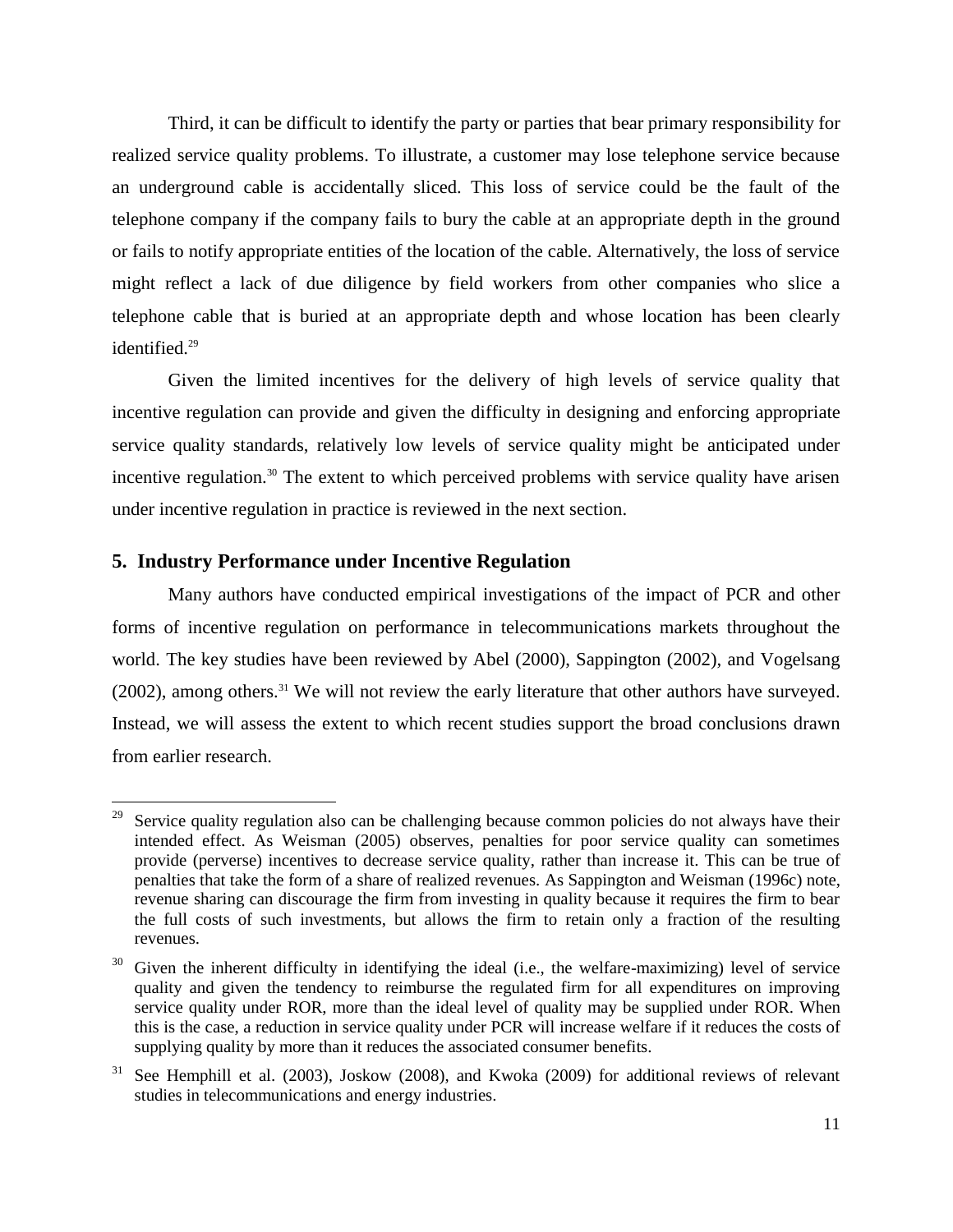Third, it can be difficult to identify the party or parties that bear primary responsibility for realized service quality problems. To illustrate, a customer may lose telephone service because an underground cable is accidentally sliced. This loss of service could be the fault of the telephone company if the company fails to bury the cable at an appropriate depth in the ground or fails to notify appropriate entities of the location of the cable. Alternatively, the loss of service might reflect a lack of due diligence by field workers from other companies who slice a telephone cable that is buried at an appropriate depth and whose location has been clearly identified.[29]

Given the limited incentives for the delivery of high levels of service quality that incentive regulation can provide and given the difficulty in designing and enforcing appropriate service quality standards, relatively low levels of service quality might be anticipated under incentive regulation.[30] The extent to which perceived problems with service quality have arisen under incentive regulation in practice is reviewed in the next section.

## 5. Industry Performance under Incentive Regulation

Many authors have conducted empirical investigations of the impact of PCR and other forms of incentive regulation on performance in telecommunications markets throughout the world. The key studies have been reviewed by Abel (2000), Sappington (2002), and Vogelsang (2002), among others.[31] We will not review the early literature that other authors have surveyed. Instead, we will assess the extent to which recent studies support the broad conclusions drawn from earlier research.

---

[29] Service quality regulation also can be challenging because common policies do not always have their intended effect. As Weisman (2005) observes, penalties for poor service quality can sometimes provide (perverse) incentives to decrease service quality, rather than increase it. This can be true of penalties that take the form of a share of realized revenues. As Sappington and Weisman (1996c) note, revenue sharing can discourage the firm from investing in quality because it requires the firm to bear the full costs of such investments, but allows the firm to retain only a fraction of the resulting revenues.

[30] Given the inherent difficulty in identifying the ideal (i.e., the welfare-maximizing) level of service quality and given the tendency to reimburse the regulated firm for all expenditures on improving service quality under ROR, more than the ideal level of quality may be supplied under ROR. When this is the case, a reduction in service quality under PCR will increase welfare if it reduces the costs of supplying quality by more than it reduces the associated consumer benefits.

[31] See Hemphill et al. (2003), Joskow (2008), and Kwoka (2009) for additional reviews of relevant studies in telecommunications and energy industries.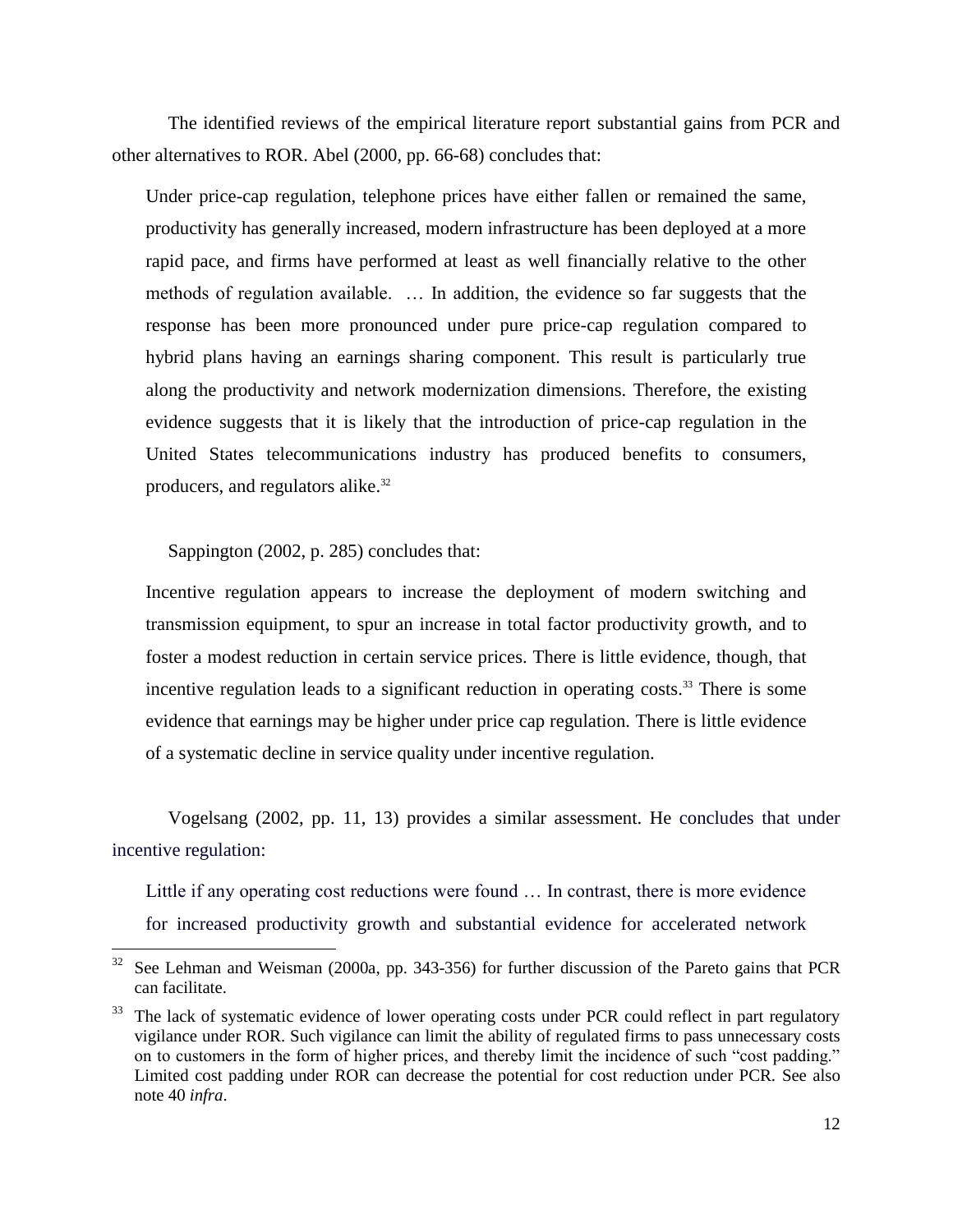The identified reviews of the empirical literature report substantial gains from PCR and other alternatives to ROR. Abel (2000, pp. 66-68) concludes that:

> Under price-cap regulation, telephone prices have either fallen or remained the same, productivity has generally increased, modern infrastructure has been deployed at a more rapid pace, and firms have performed at least as well financially relative to the other methods of regulation available. … In addition, the evidence so far suggests that the response has been more pronounced under pure price-cap regulation compared to hybrid plans having an earnings sharing component. This result is particularly true along the productivity and network modernization dimensions. Therefore, the existing evidence suggests that it is likely that the introduction of price-cap regulation in the United States telecommunications industry has produced benefits to consumers, producers, and regulators alike.[32]

Sappington (2002, p. 285) concludes that:

> Incentive regulation appears to increase the deployment of modern switching and transmission equipment, to spur an increase in total factor productivity growth, and to foster a modest reduction in certain service prices. There is little evidence, though, that incentive regulation leads to a significant reduction in operating costs.[33] There is some evidence that earnings may be higher under price cap regulation. There is little evidence of a systematic decline in service quality under incentive regulation.

Vogelsang (2002, pp. 11, 13) provides a similar assessment. He concludes that under incentive regulation:

> Little if any operating cost reductions were found … In contrast, there is more evidence for increased productivity growth and substantial evidence for accelerated network

---

[32] See Lehman and Weisman (2000a, pp. 343-356) for further discussion of the Pareto gains that PCR can facilitate.

[33] The lack of systematic evidence of lower operating costs under PCR could reflect in part regulatory vigilance under ROR. Such vigilance can limit the ability of regulated firms to pass unnecessary costs on to customers in the form of higher prices, and thereby limit the incidence of such "cost padding." Limited cost padding under ROR can decrease the potential for cost reduction under PCR. See also note 40 *infra*.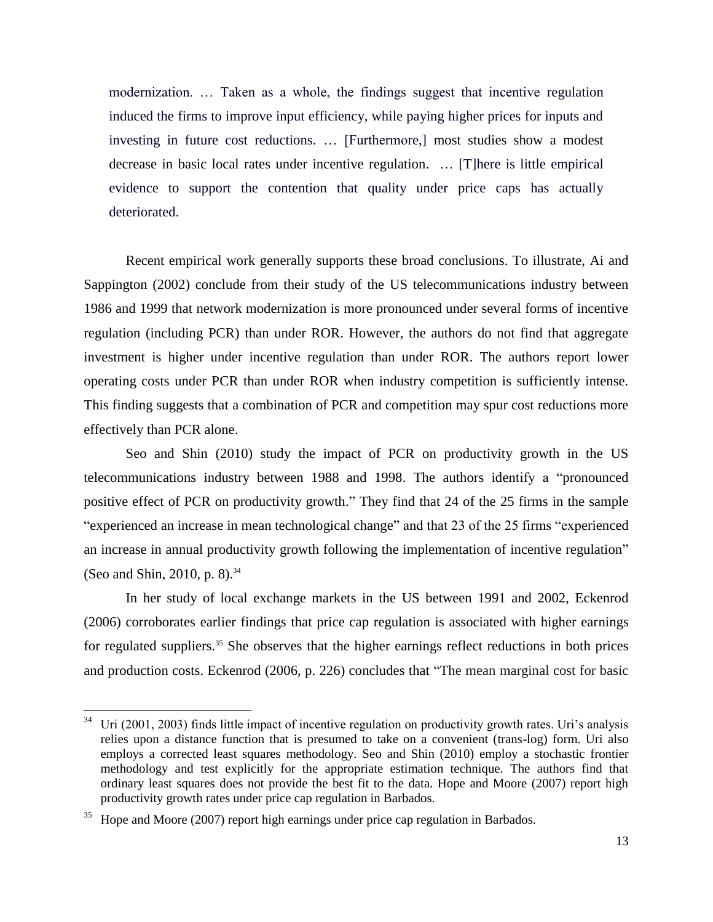> modernization. … Taken as a whole, the findings suggest that incentive regulation induced the firms to improve input efficiency, while paying higher prices for inputs and investing in future cost reductions. … [Furthermore,] most studies show a modest decrease in basic local rates under incentive regulation. … [T]here is little empirical evidence to support the contention that quality under price caps has actually deteriorated.

Recent empirical work generally supports these broad conclusions. To illustrate, Ai and Sappington (2002) conclude from their study of the US telecommunications industry between 1986 and 1999 that network modernization is more pronounced under several forms of incentive regulation (including PCR) than under ROR. However, the authors do not find that aggregate investment is higher under incentive regulation than under ROR. The authors report lower operating costs under PCR than under ROR when industry competition is sufficiently intense. This finding suggests that a combination of PCR and competition may spur cost reductions more effectively than PCR alone.

Seo and Shin (2010) study the impact of PCR on productivity growth in the US telecommunications industry between 1988 and 1998. The authors identify a "pronounced positive effect of PCR on productivity growth." They find that 24 of the 25 firms in the sample "experienced an increase in mean technological change" and that 23 of the 25 firms "experienced an increase in annual productivity growth following the implementation of incentive regulation" (Seo and Shin, 2010, p. 8).[34]

In her study of local exchange markets in the US between 1991 and 2002, Eckenrod (2006) corroborates earlier findings that price cap regulation is associated with higher earnings for regulated suppliers.[35] She observes that the higher earnings reflect reductions in both prices and production costs. Eckenrod (2006, p. 226) concludes that "The mean marginal cost for basic

---

[34] Uri (2001, 2003) finds little impact of incentive regulation on productivity growth rates. Uri's analysis relies upon a distance function that is presumed to take on a convenient (trans-log) form. Uri also employs a corrected least squares methodology. Seo and Shin (2010) employ a stochastic frontier methodology and test explicitly for the appropriate estimation technique. The authors find that ordinary least squares does not provide the best fit to the data. Hope and Moore (2007) report high productivity growth rates under price cap regulation in Barbados.

[35] Hope and Moore (2007) report high earnings under price cap regulation in Barbados.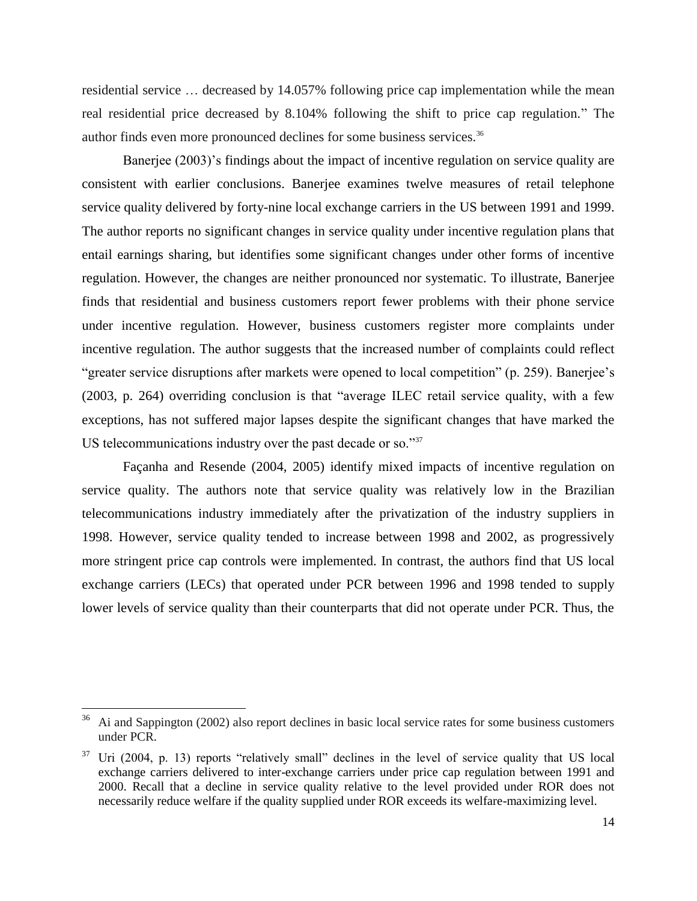residential service … decreased by 14.057% following price cap implementation while the mean real residential price decreased by 8.104% following the shift to price cap regulation." The author finds even more pronounced declines for some business services.[36]

Banerjee (2003)'s findings about the impact of incentive regulation on service quality are consistent with earlier conclusions. Banerjee examines twelve measures of retail telephone service quality delivered by forty-nine local exchange carriers in the US between 1991 and 1999. The author reports no significant changes in service quality under incentive regulation plans that entail earnings sharing, but identifies some significant changes under other forms of incentive regulation. However, the changes are neither pronounced nor systematic. To illustrate, Banerjee finds that residential and business customers report fewer problems with their phone service under incentive regulation. However, business customers register more complaints under incentive regulation. The author suggests that the increased number of complaints could reflect "greater service disruptions after markets were opened to local competition" (p. 259). Banerjee's (2003, p. 264) overriding conclusion is that "average ILEC retail service quality, with a few exceptions, has not suffered major lapses despite the significant changes that have marked the US telecommunications industry over the past decade or so."[37]

Façanha and Resende (2004, 2005) identify mixed impacts of incentive regulation on service quality. The authors note that service quality was relatively low in the Brazilian telecommunications industry immediately after the privatization of the industry suppliers in 1998. However, service quality tended to increase between 1998 and 2002, as progressively more stringent price cap controls were implemented. In contrast, the authors find that US local exchange carriers (LECs) that operated under PCR between 1996 and 1998 tended to supply lower levels of service quality than their counterparts that did not operate under PCR. Thus, the

---

[36] Ai and Sappington (2002) also report declines in basic local service rates for some business customers under PCR.

[37] Uri (2004, p. 13) reports "relatively small" declines in the level of service quality that US local exchange carriers delivered to inter-exchange carriers under price cap regulation between 1991 and 2000. Recall that a decline in service quality relative to the level provided under ROR does not necessarily reduce welfare if the quality supplied under ROR exceeds its welfare-maximizing level.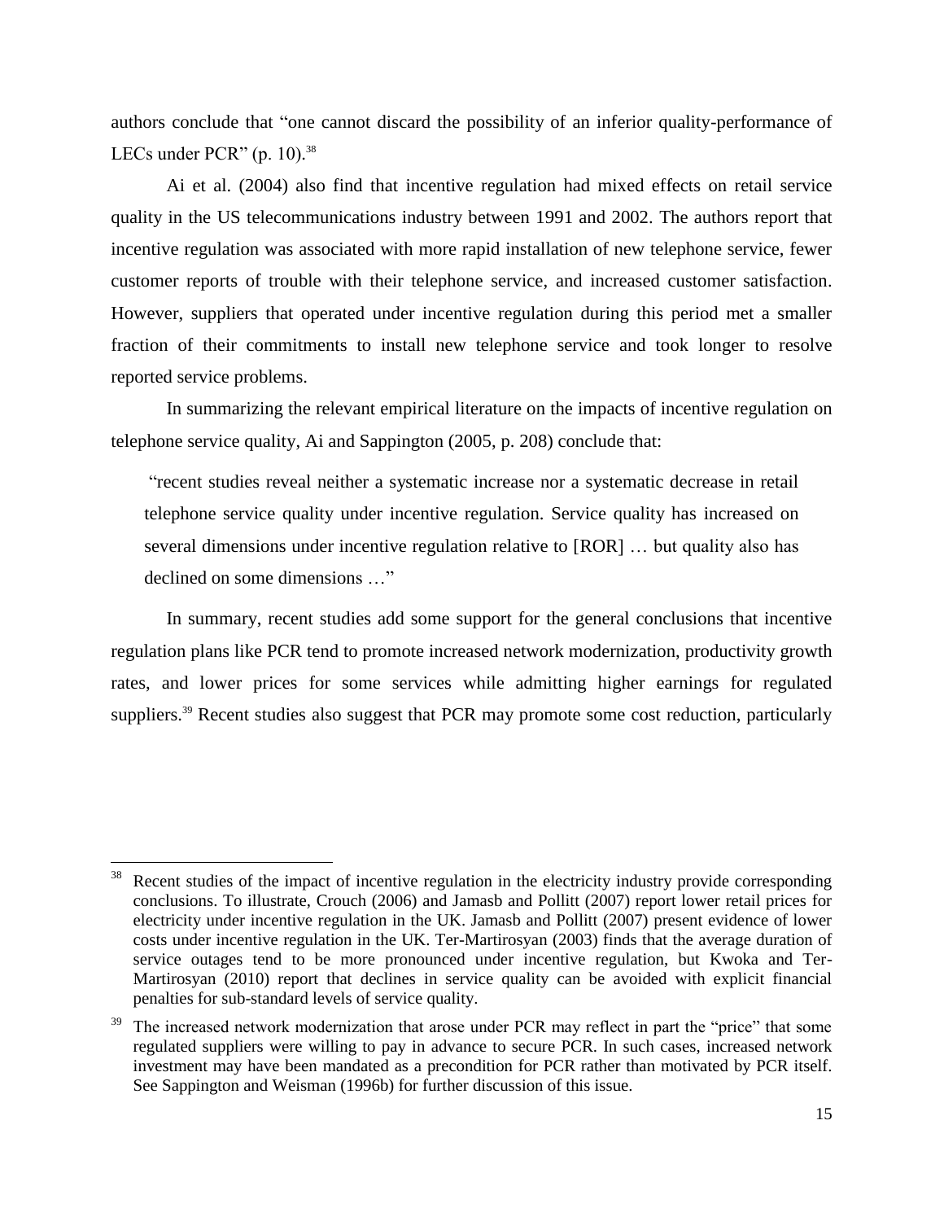authors conclude that "one cannot discard the possibility of an inferior quality-performance of LECs under PCR" (p. 10).[38]

Ai et al. (2004) also find that incentive regulation had mixed effects on retail service quality in the US telecommunications industry between 1991 and 2002. The authors report that incentive regulation was associated with more rapid installation of new telephone service, fewer customer reports of trouble with their telephone service, and increased customer satisfaction. However, suppliers that operated under incentive regulation during this period met a smaller fraction of their commitments to install new telephone service and took longer to resolve reported service problems.

In summarizing the relevant empirical literature on the impacts of incentive regulation on telephone service quality, Ai and Sappington (2005, p. 208) conclude that:

> "recent studies reveal neither a systematic increase nor a systematic decrease in retail telephone service quality under incentive regulation. Service quality has increased on several dimensions under incentive regulation relative to [ROR] … but quality also has declined on some dimensions …"

In summary, recent studies add some support for the general conclusions that incentive regulation plans like PCR tend to promote increased network modernization, productivity growth rates, and lower prices for some services while admitting higher earnings for regulated suppliers.[39] Recent studies also suggest that PCR may promote some cost reduction, particularly

---

[38] Recent studies of the impact of incentive regulation in the electricity industry provide corresponding conclusions. To illustrate, Crouch (2006) and Jamasb and Pollitt (2007) report lower retail prices for electricity under incentive regulation in the UK. Jamasb and Pollitt (2007) present evidence of lower costs under incentive regulation in the UK. Ter-Martirosyan (2003) finds that the average duration of service outages tend to be more pronounced under incentive regulation, but Kwoka and Ter-Martirosyan (2010) report that declines in service quality can be avoided with explicit financial penalties for sub-standard levels of service quality.

[39] The increased network modernization that arose under PCR may reflect in part the "price" that some regulated suppliers were willing to pay in advance to secure PCR. In such cases, increased network investment may have been mandated as a precondition for PCR rather than motivated by PCR itself. See Sappington and Weisman (1996b) for further discussion of this issue.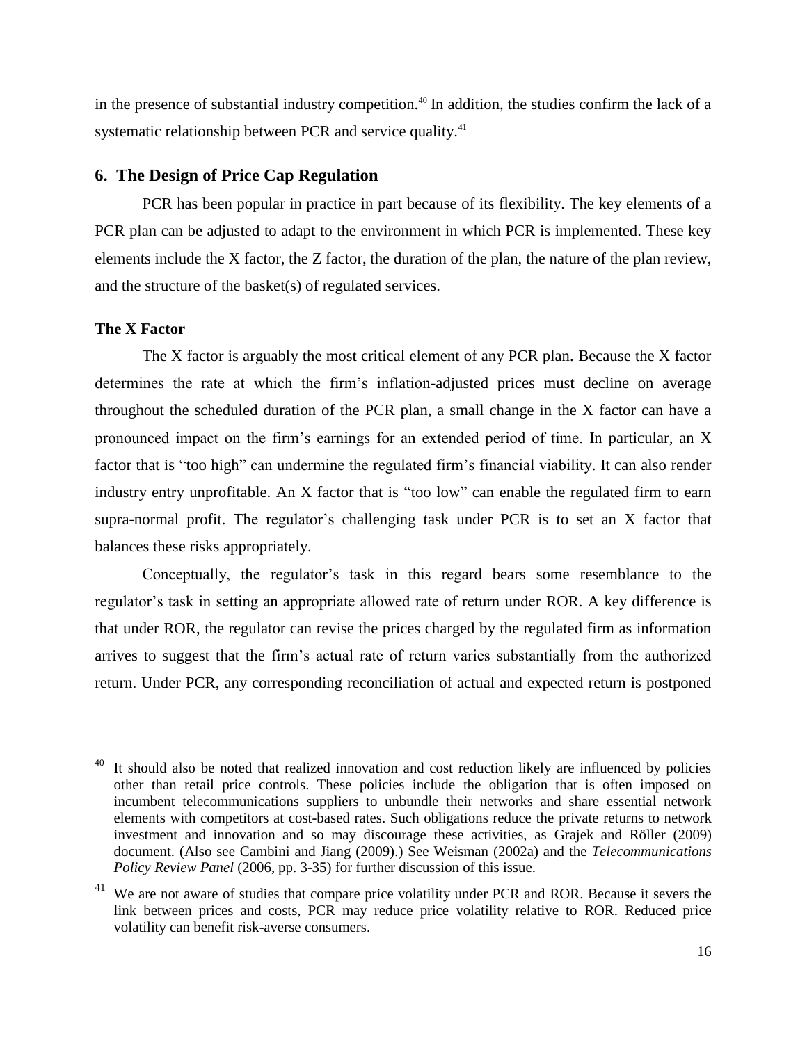in the presence of substantial industry competition.[40] In addition, the studies confirm the lack of a systematic relationship between PCR and service quality.[41]

## 6. The Design of Price Cap Regulation

PCR has been popular in practice in part because of its flexibility. The key elements of a PCR plan can be adjusted to adapt to the environment in which PCR is implemented. These key elements include the X factor, the Z factor, the duration of the plan, the nature of the plan review, and the structure of the basket(s) of regulated services.

### The X Factor

The X factor is arguably the most critical element of any PCR plan. Because the X factor determines the rate at which the firm's inflation-adjusted prices must decline on average throughout the scheduled duration of the PCR plan, a small change in the X factor can have a pronounced impact on the firm's earnings for an extended period of time. In particular, an X factor that is "too high" can undermine the regulated firm's financial viability. It can also render industry entry unprofitable. An X factor that is "too low" can enable the regulated firm to earn supra-normal profit. The regulator's challenging task under PCR is to set an X factor that balances these risks appropriately.

Conceptually, the regulator's task in this regard bears some resemblance to the regulator's task in setting an appropriate allowed rate of return under ROR. A key difference is that under ROR, the regulator can revise the prices charged by the regulated firm as information arrives to suggest that the firm's actual rate of return varies substantially from the authorized return. Under PCR, any corresponding reconciliation of actual and expected return is postponed

---

[40] It should also be noted that realized innovation and cost reduction likely are influenced by policies other than retail price controls. These policies include the obligation that is often imposed on incumbent telecommunications suppliers to unbundle their networks and share essential network elements with competitors at cost-based rates. Such obligations reduce the private returns to network investment and innovation and so may discourage these activities, as Grajek and Röller (2009) document. (Also see Cambini and Jiang (2009).) See Weisman (2002a) and the *Telecommunications Policy Review Panel* (2006, pp. 3-35) for further discussion of this issue.

[41] We are not aware of studies that compare price volatility under PCR and ROR. Because it severs the link between prices and costs, PCR may reduce price volatility relative to ROR. Reduced price volatility can benefit risk-averse consumers.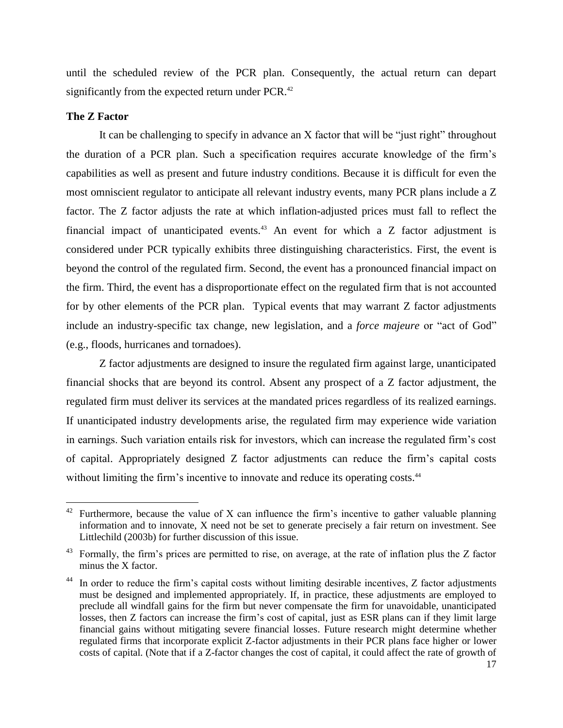until the scheduled review of the PCR plan. Consequently, the actual return can depart significantly from the expected return under PCR.[42]

### The Z Factor

It can be challenging to specify in advance an X factor that will be "just right" throughout the duration of a PCR plan. Such a specification requires accurate knowledge of the firm's capabilities as well as present and future industry conditions. Because it is difficult for even the most omniscient regulator to anticipate all relevant industry events, many PCR plans include a Z factor. The Z factor adjusts the rate at which inflation-adjusted prices must fall to reflect the financial impact of unanticipated events.[43] An event for which a Z factor adjustment is considered under PCR typically exhibits three distinguishing characteristics. First, the event is beyond the control of the regulated firm. Second, the event has a pronounced financial impact on the firm. Third, the event has a disproportionate effect on the regulated firm that is not accounted for by other elements of the PCR plan. Typical events that may warrant Z factor adjustments include an industry-specific tax change, new legislation, and a *force majeure* or "act of God" (e.g., floods, hurricanes and tornadoes).

Z factor adjustments are designed to insure the regulated firm against large, unanticipated financial shocks that are beyond its control. Absent any prospect of a Z factor adjustment, the regulated firm must deliver its services at the mandated prices regardless of its realized earnings. If unanticipated industry developments arise, the regulated firm may experience wide variation in earnings. Such variation entails risk for investors, which can increase the regulated firm's cost of capital. Appropriately designed Z factor adjustments can reduce the firm's capital costs without limiting the firm's incentive to innovate and reduce its operating costs.[44]

---

[42] Furthermore, because the value of X can influence the firm's incentive to gather valuable planning information and to innovate, X need not be set to generate precisely a fair return on investment. See Littlechild (2003b) for further discussion of this issue.

[43] Formally, the firm's prices are permitted to rise, on average, at the rate of inflation plus the Z factor minus the X factor.

[44] In order to reduce the firm's capital costs without limiting desirable incentives, Z factor adjustments must be designed and implemented appropriately. If, in practice, these adjustments are employed to preclude all windfall gains for the firm but never compensate the firm for unavoidable, unanticipated losses, then Z factors can increase the firm's cost of capital, just as ESR plans can if they limit large financial gains without mitigating severe financial losses. Future research might determine whether regulated firms that incorporate explicit Z-factor adjustments in their PCR plans face higher or lower costs of capital. (Note that if a Z-factor changes the cost of capital, it could affect the rate of growth of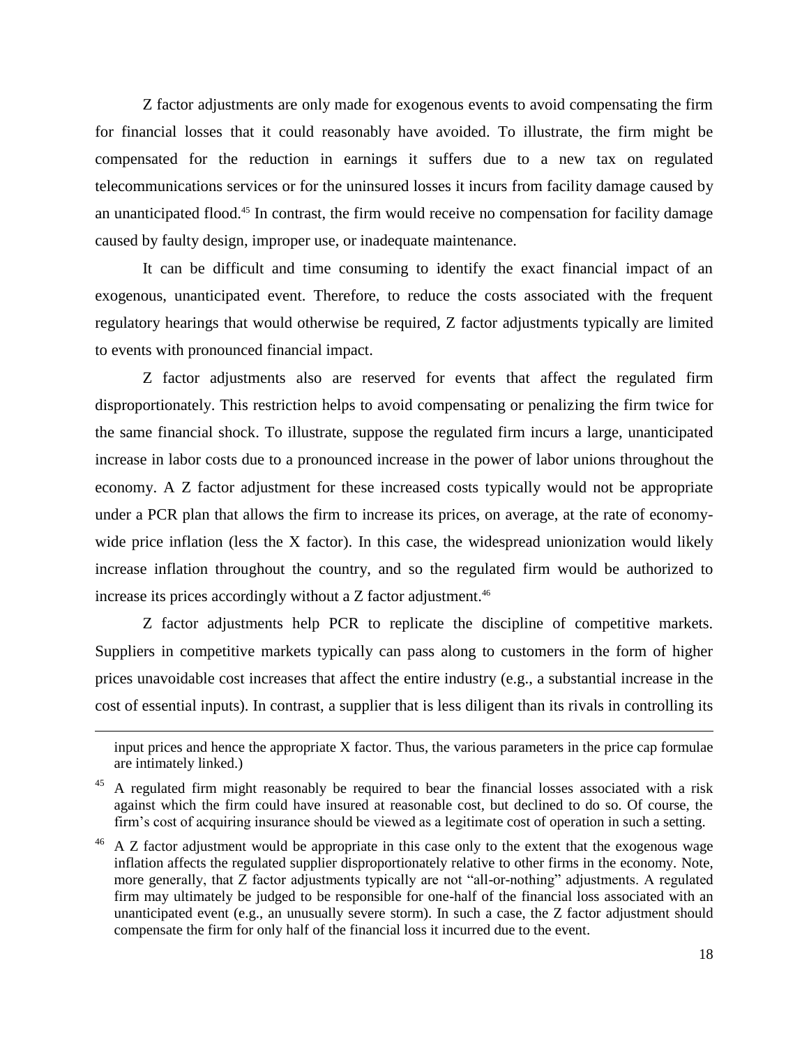Z factor adjustments are only made for exogenous events to avoid compensating the firm for financial losses that it could reasonably have avoided. To illustrate, the firm might be compensated for the reduction in earnings it suffers due to a new tax on regulated telecommunications services or for the uninsured losses it incurs from facility damage caused by an unanticipated flood.[45] In contrast, the firm would receive no compensation for facility damage caused by faulty design, improper use, or inadequate maintenance.

It can be difficult and time consuming to identify the exact financial impact of an exogenous, unanticipated event. Therefore, to reduce the costs associated with the frequent regulatory hearings that would otherwise be required, Z factor adjustments typically are limited to events with pronounced financial impact.

Z factor adjustments also are reserved for events that affect the regulated firm disproportionately. This restriction helps to avoid compensating or penalizing the firm twice for the same financial shock. To illustrate, suppose the regulated firm incurs a large, unanticipated increase in labor costs due to a pronounced increase in the power of labor unions throughout the economy. A Z factor adjustment for these increased costs typically would not be appropriate under a PCR plan that allows the firm to increase its prices, on average, at the rate of economy-wide price inflation (less the X factor). In this case, the widespread unionization would likely increase inflation throughout the country, and so the regulated firm would be authorized to increase its prices accordingly without a Z factor adjustment.[46]

Z factor adjustments help PCR to replicate the discipline of competitive markets. Suppliers in competitive markets typically can pass along to customers in the form of higher prices unavoidable cost increases that affect the entire industry (e.g., a substantial increase in the cost of essential inputs). In contrast, a supplier that is less diligent than its rivals in controlling its

---

input prices and hence the appropriate X factor. Thus, the various parameters in the price cap formulae are intimately linked.)

[45] A regulated firm might reasonably be required to bear the financial losses associated with a risk against which the firm could have insured at reasonable cost, but declined to do so. Of course, the firm's cost of acquiring insurance should be viewed as a legitimate cost of operation in such a setting.

[46] A Z factor adjustment would be appropriate in this case only to the extent that the exogenous wage inflation affects the regulated supplier disproportionately relative to other firms in the economy. Note, more generally, that Z factor adjustments typically are not "all-or-nothing" adjustments. A regulated firm may ultimately be judged to be responsible for one-half of the financial loss associated with an unanticipated event (e.g., an unusually severe storm). In such a case, the Z factor adjustment should compensate the firm for only half of the financial loss it incurred due to the event.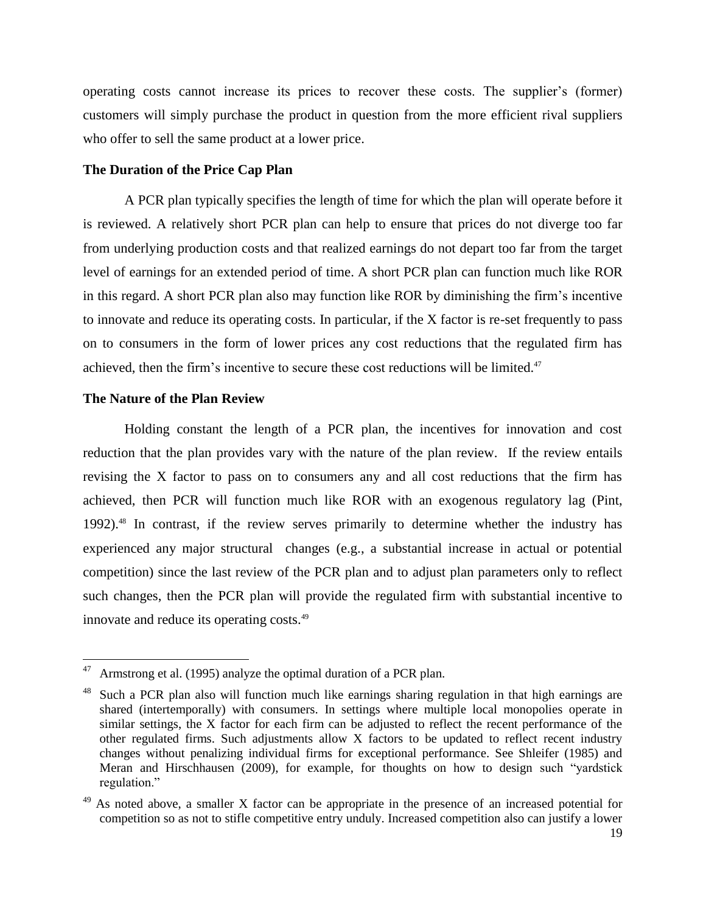operating costs cannot increase its prices to recover these costs. The supplier's (former) customers will simply purchase the product in question from the more efficient rival suppliers who offer to sell the same product at a lower price.

**The Duration of the Price Cap Plan**

A PCR plan typically specifies the length of time for which the plan will operate before it is reviewed. A relatively short PCR plan can help to ensure that prices do not diverge too far from underlying production costs and that realized earnings do not depart too far from the target level of earnings for an extended period of time. A short PCR plan can function much like ROR in this regard. A short PCR plan also may function like ROR by diminishing the firm's incentive to innovate and reduce its operating costs. In particular, if the X factor is re-set frequently to pass on to consumers in the form of lower prices any cost reductions that the regulated firm has achieved, then the firm's incentive to secure these cost reductions will be limited.[47]

**The Nature of the Plan Review**

Holding constant the length of a PCR plan, the incentives for innovation and cost reduction that the plan provides vary with the nature of the plan review. If the review entails revising the X factor to pass on to consumers any and all cost reductions that the firm has achieved, then PCR will function much like ROR with an exogenous regulatory lag (Pint, 1992).[48] In contrast, if the review serves primarily to determine whether the industry has experienced any major structural changes (e.g., a substantial increase in actual or potential competition) since the last review of the PCR plan and to adjust plan parameters only to reflect such changes, then the PCR plan will provide the regulated firm with substantial incentive to innovate and reduce its operating costs.[49]

---

[47] Armstrong et al. (1995) analyze the optimal duration of a PCR plan.

[48] Such a PCR plan also will function much like earnings sharing regulation in that high earnings are shared (intertemporally) with consumers. In settings where multiple local monopolies operate in similar settings, the X factor for each firm can be adjusted to reflect the recent performance of the other regulated firms. Such adjustments allow X factors to be updated to reflect recent industry changes without penalizing individual firms for exceptional performance. See Shleifer (1985) and Meran and Hirschhausen (2009), for example, for thoughts on how to design such "yardstick regulation."

[49] As noted above, a smaller X factor can be appropriate in the presence of an increased potential for competition so as not to stifle competitive entry unduly. Increased competition also can justify a lower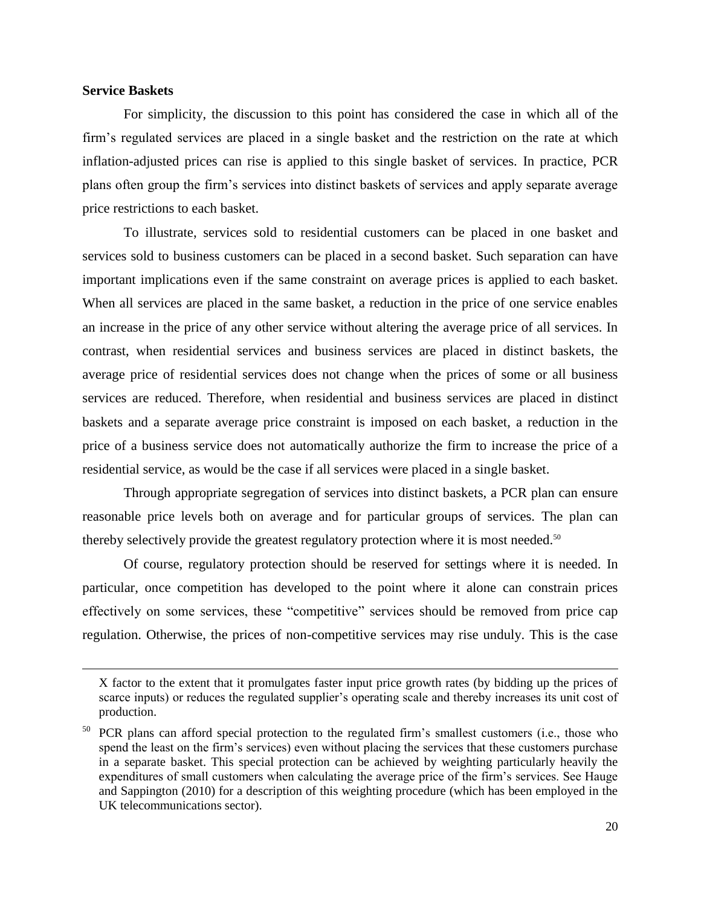**Service Baskets**

For simplicity, the discussion to this point has considered the case in which all of the firm's regulated services are placed in a single basket and the restriction on the rate at which inflation-adjusted prices can rise is applied to this single basket of services. In practice, PCR plans often group the firm's services into distinct baskets of services and apply separate average price restrictions to each basket.

To illustrate, services sold to residential customers can be placed in one basket and services sold to business customers can be placed in a second basket. Such separation can have important implications even if the same constraint on average prices is applied to each basket. When all services are placed in the same basket, a reduction in the price of one service enables an increase in the price of any other service without altering the average price of all services. In contrast, when residential services and business services are placed in distinct baskets, the average price of residential services does not change when the prices of some or all business services are reduced. Therefore, when residential and business services are placed in distinct baskets and a separate average price constraint is imposed on each basket, a reduction in the price of a business service does not automatically authorize the firm to increase the price of a residential service, as would be the case if all services were placed in a single basket.

Through appropriate segregation of services into distinct baskets, a PCR plan can ensure reasonable price levels both on average and for particular groups of services. The plan can thereby selectively provide the greatest regulatory protection where it is most needed.[50]

Of course, regulatory protection should be reserved for settings where it is needed. In particular, once competition has developed to the point where it alone can constrain prices effectively on some services, these "competitive" services should be removed from price cap regulation. Otherwise, the prices of non-competitive services may rise unduly. This is the case

---

X factor to the extent that it promulgates faster input price growth rates (by bidding up the prices of scarce inputs) or reduces the regulated supplier's operating scale and thereby increases its unit cost of production.

[50] PCR plans can afford special protection to the regulated firm's smallest customers (i.e., those who spend the least on the firm's services) even without placing the services that these customers purchase in a separate basket. This special protection can be achieved by weighting particularly heavily the expenditures of small customers when calculating the average price of the firm's services. See Hauge and Sappington (2010) for a description of this weighting procedure (which has been employed in the UK telecommunications sector).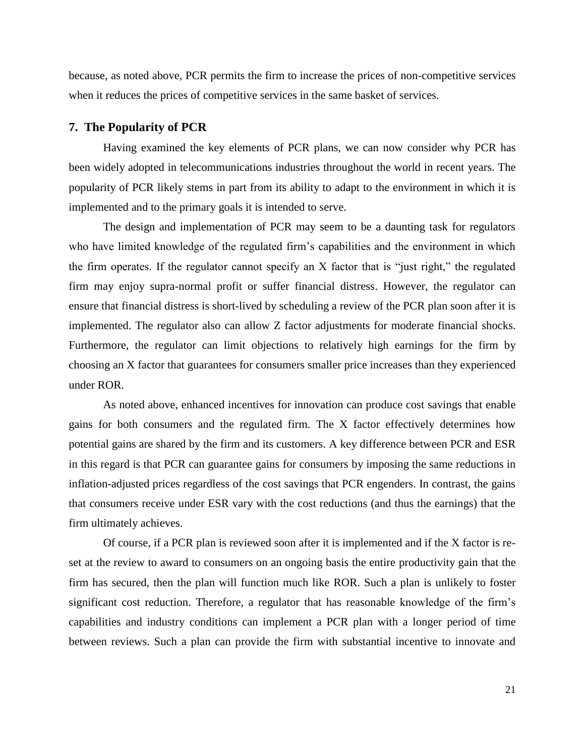because, as noted above, PCR permits the firm to increase the prices of non-competitive services when it reduces the prices of competitive services in the same basket of services.

## 7. The Popularity of PCR

Having examined the key elements of PCR plans, we can now consider why PCR has been widely adopted in telecommunications industries throughout the world in recent years. The popularity of PCR likely stems in part from its ability to adapt to the environment in which it is implemented and to the primary goals it is intended to serve.

The design and implementation of PCR may seem to be a daunting task for regulators who have limited knowledge of the regulated firm's capabilities and the environment in which the firm operates. If the regulator cannot specify an X factor that is "just right," the regulated firm may enjoy supra-normal profit or suffer financial distress. However, the regulator can ensure that financial distress is short-lived by scheduling a review of the PCR plan soon after it is implemented. The regulator also can allow Z factor adjustments for moderate financial shocks. Furthermore, the regulator can limit objections to relatively high earnings for the firm by choosing an X factor that guarantees for consumers smaller price increases than they experienced under ROR.

As noted above, enhanced incentives for innovation can produce cost savings that enable gains for both consumers and the regulated firm. The X factor effectively determines how potential gains are shared by the firm and its customers. A key difference between PCR and ESR in this regard is that PCR can guarantee gains for consumers by imposing the same reductions in inflation-adjusted prices regardless of the cost savings that PCR engenders. In contrast, the gains that consumers receive under ESR vary with the cost reductions (and thus the earnings) that the firm ultimately achieves.

Of course, if a PCR plan is reviewed soon after it is implemented and if the X factor is re-set at the review to award to consumers on an ongoing basis the entire productivity gain that the firm has secured, then the plan will function much like ROR. Such a plan is unlikely to foster significant cost reduction. Therefore, a regulator that has reasonable knowledge of the firm's capabilities and industry conditions can implement a PCR plan with a longer period of time between reviews. Such a plan can provide the firm with substantial incentive to innovate and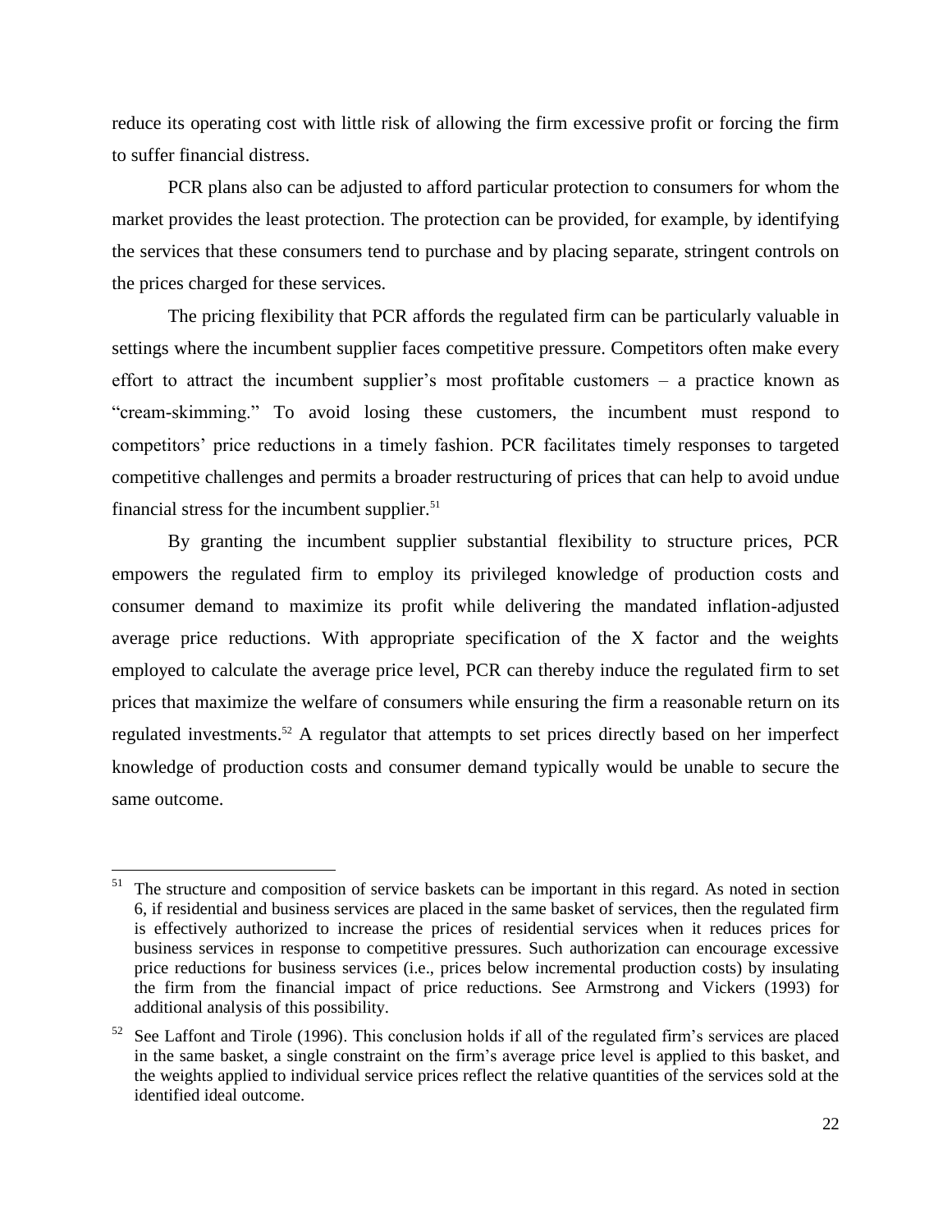reduce its operating cost with little risk of allowing the firm excessive profit or forcing the firm to suffer financial distress.

PCR plans also can be adjusted to afford particular protection to consumers for whom the market provides the least protection. The protection can be provided, for example, by identifying the services that these consumers tend to purchase and by placing separate, stringent controls on the prices charged for these services.

The pricing flexibility that PCR affords the regulated firm can be particularly valuable in settings where the incumbent supplier faces competitive pressure. Competitors often make every effort to attract the incumbent supplier's most profitable customers – a practice known as "cream-skimming." To avoid losing these customers, the incumbent must respond to competitors' price reductions in a timely fashion. PCR facilitates timely responses to targeted competitive challenges and permits a broader restructuring of prices that can help to avoid undue financial stress for the incumbent supplier.[51]

By granting the incumbent supplier substantial flexibility to structure prices, PCR empowers the regulated firm to employ its privileged knowledge of production costs and consumer demand to maximize its profit while delivering the mandated inflation-adjusted average price reductions. With appropriate specification of the X factor and the weights employed to calculate the average price level, PCR can thereby induce the regulated firm to set prices that maximize the welfare of consumers while ensuring the firm a reasonable return on its regulated investments.[52] A regulator that attempts to set prices directly based on her imperfect knowledge of production costs and consumer demand typically would be unable to secure the same outcome.

---

[51] The structure and composition of service baskets can be important in this regard. As noted in section 6, if residential and business services are placed in the same basket of services, then the regulated firm is effectively authorized to increase the prices of residential services when it reduces prices for business services in response to competitive pressures. Such authorization can encourage excessive price reductions for business services (i.e., prices below incremental production costs) by insulating the firm from the financial impact of price reductions. See Armstrong and Vickers (1993) for additional analysis of this possibility.

[52] See Laffont and Tirole (1996). This conclusion holds if all of the regulated firm's services are placed in the same basket, a single constraint on the firm's average price level is applied to this basket, and the weights applied to individual service prices reflect the relative quantities of the services sold at the identified ideal outcome.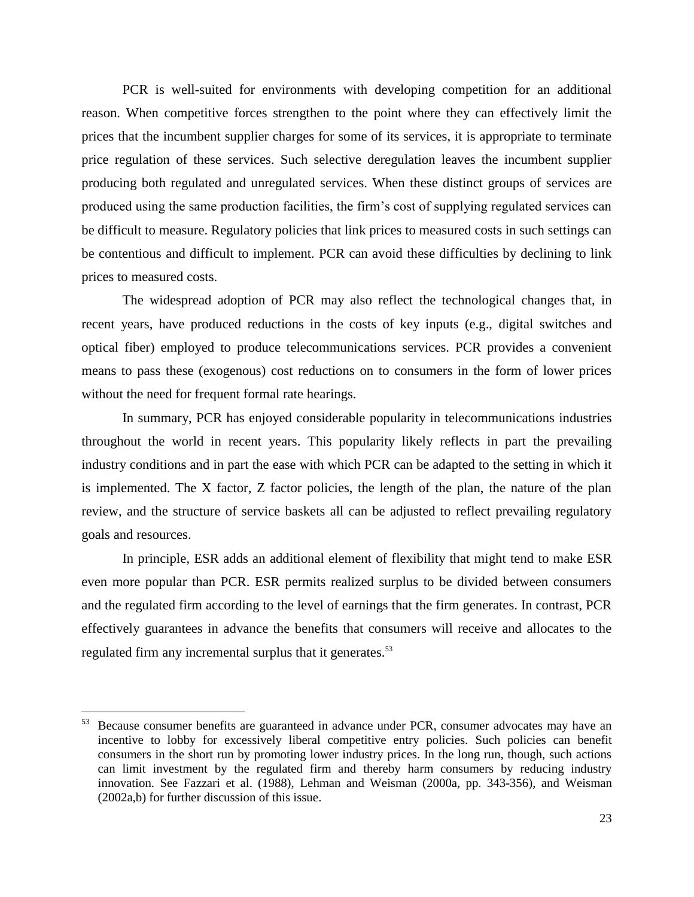PCR is well-suited for environments with developing competition for an additional reason. When competitive forces strengthen to the point where they can effectively limit the prices that the incumbent supplier charges for some of its services, it is appropriate to terminate price regulation of these services. Such selective deregulation leaves the incumbent supplier producing both regulated and unregulated services. When these distinct groups of services are produced using the same production facilities, the firm's cost of supplying regulated services can be difficult to measure. Regulatory policies that link prices to measured costs in such settings can be contentious and difficult to implement. PCR can avoid these difficulties by declining to link prices to measured costs.

The widespread adoption of PCR may also reflect the technological changes that, in recent years, have produced reductions in the costs of key inputs (e.g., digital switches and optical fiber) employed to produce telecommunications services. PCR provides a convenient means to pass these (exogenous) cost reductions on to consumers in the form of lower prices without the need for frequent formal rate hearings.

In summary, PCR has enjoyed considerable popularity in telecommunications industries throughout the world in recent years. This popularity likely reflects in part the prevailing industry conditions and in part the ease with which PCR can be adapted to the setting in which it is implemented. The X factor, Z factor policies, the length of the plan, the nature of the plan review, and the structure of service baskets all can be adjusted to reflect prevailing regulatory goals and resources.

In principle, ESR adds an additional element of flexibility that might tend to make ESR even more popular than PCR. ESR permits realized surplus to be divided between consumers and the regulated firm according to the level of earnings that the firm generates. In contrast, PCR effectively guarantees in advance the benefits that consumers will receive and allocates to the regulated firm any incremental surplus that it generates.[53]

---

[53] Because consumer benefits are guaranteed in advance under PCR, consumer advocates may have an incentive to lobby for excessively liberal competitive entry policies. Such policies can benefit consumers in the short run by promoting lower industry prices. In the long run, though, such actions can limit investment by the regulated firm and thereby harm consumers by reducing industry innovation. See Fazzari et al. (1988), Lehman and Weisman (2000a, pp. 343-356), and Weisman (2002a,b) for further discussion of this issue.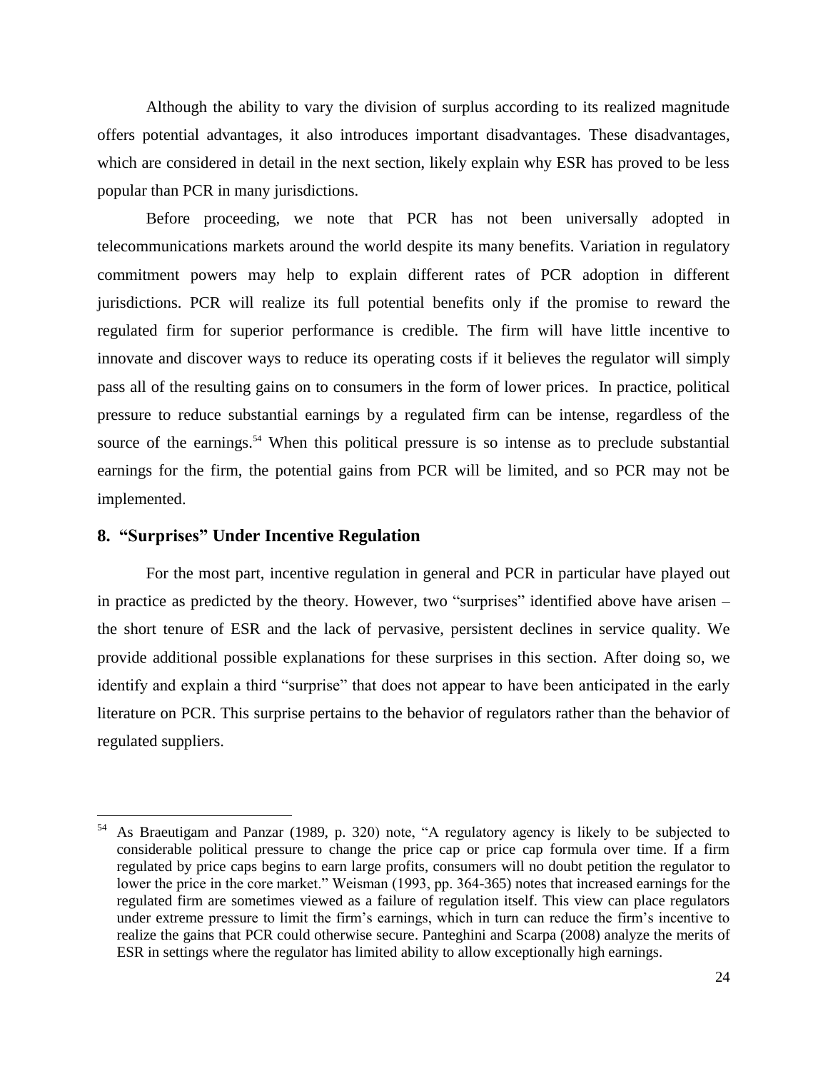Although the ability to vary the division of surplus according to its realized magnitude offers potential advantages, it also introduces important disadvantages. These disadvantages, which are considered in detail in the next section, likely explain why ESR has proved to be less popular than PCR in many jurisdictions.

Before proceeding, we note that PCR has not been universally adopted in telecommunications markets around the world despite its many benefits. Variation in regulatory commitment powers may help to explain different rates of PCR adoption in different jurisdictions. PCR will realize its full potential benefits only if the promise to reward the regulated firm for superior performance is credible. The firm will have little incentive to innovate and discover ways to reduce its operating costs if it believes the regulator will simply pass all of the resulting gains on to consumers in the form of lower prices. In practice, political pressure to reduce substantial earnings by a regulated firm can be intense, regardless of the source of the earnings.[54] When this political pressure is so intense as to preclude substantial earnings for the firm, the potential gains from PCR will be limited, and so PCR may not be implemented.

## 8. "Surprises" Under Incentive Regulation

For the most part, incentive regulation in general and PCR in particular have played out in practice as predicted by the theory. However, two "surprises" identified above have arisen – the short tenure of ESR and the lack of pervasive, persistent declines in service quality. We provide additional possible explanations for these surprises in this section. After doing so, we identify and explain a third "surprise" that does not appear to have been anticipated in the early literature on PCR. This surprise pertains to the behavior of regulators rather than the behavior of regulated suppliers.

---

[54] As Braeutigam and Panzar (1989, p. 320) note, "A regulatory agency is likely to be subjected to considerable political pressure to change the price cap or price cap formula over time. If a firm regulated by price caps begins to earn large profits, consumers will no doubt petition the regulator to lower the price in the core market." Weisman (1993, pp. 364-365) notes that increased earnings for the regulated firm are sometimes viewed as a failure of regulation itself. This view can place regulators under extreme pressure to limit the firm's earnings, which in turn can reduce the firm's incentive to realize the gains that PCR could otherwise secure. Panteghini and Scarpa (2008) analyze the merits of ESR in settings where the regulator has limited ability to allow exceptionally high earnings.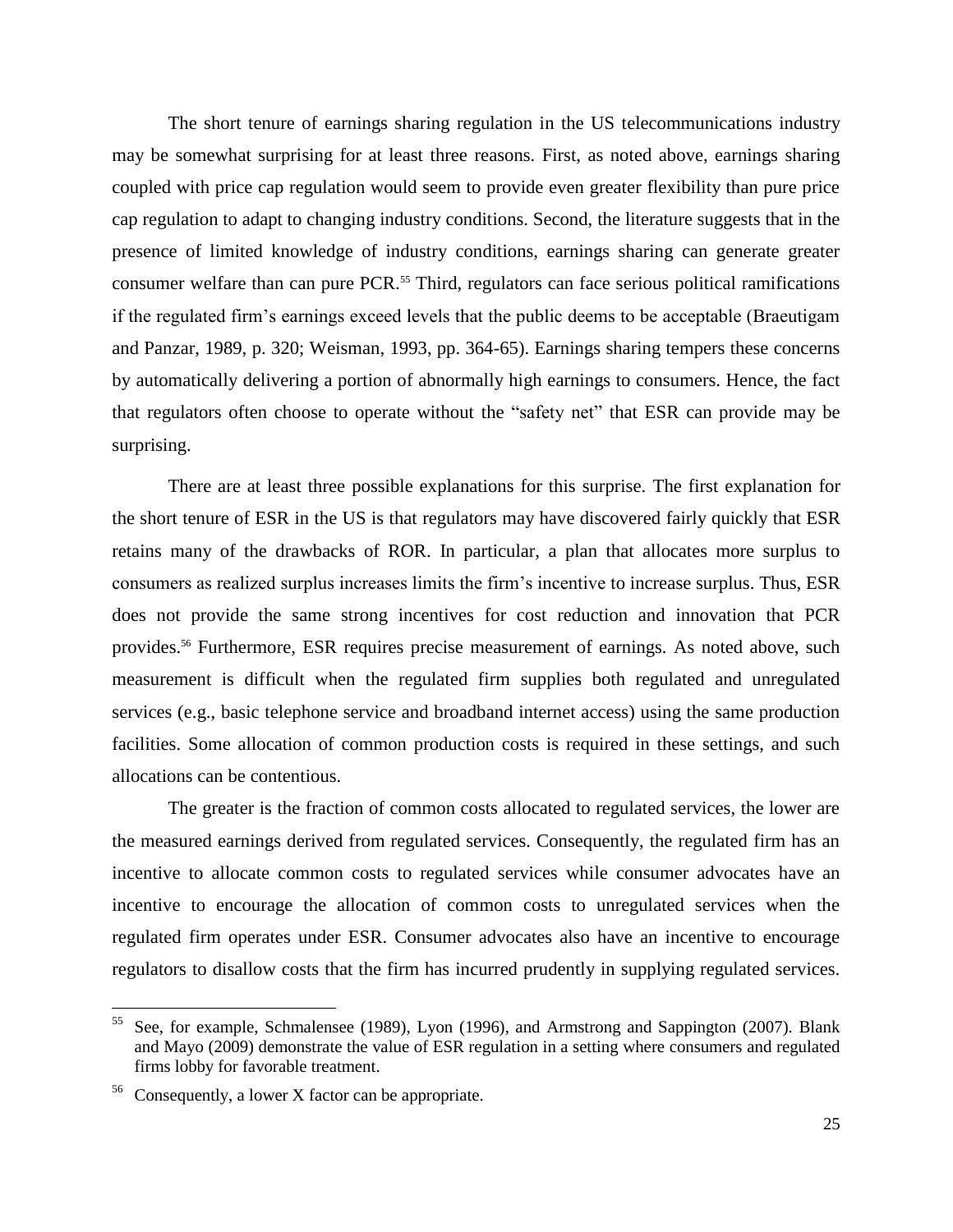The short tenure of earnings sharing regulation in the US telecommunications industry may be somewhat surprising for at least three reasons. First, as noted above, earnings sharing coupled with price cap regulation would seem to provide even greater flexibility than pure price cap regulation to adapt to changing industry conditions. Second, the literature suggests that in the presence of limited knowledge of industry conditions, earnings sharing can generate greater consumer welfare than can pure PCR.[55] Third, regulators can face serious political ramifications if the regulated firm's earnings exceed levels that the public deems to be acceptable (Braeutigam and Panzar, 1989, p. 320; Weisman, 1993, pp. 364-65). Earnings sharing tempers these concerns by automatically delivering a portion of abnormally high earnings to consumers. Hence, the fact that regulators often choose to operate without the "safety net" that ESR can provide may be surprising.

There are at least three possible explanations for this surprise. The first explanation for the short tenure of ESR in the US is that regulators may have discovered fairly quickly that ESR retains many of the drawbacks of ROR. In particular, a plan that allocates more surplus to consumers as realized surplus increases limits the firm's incentive to increase surplus. Thus, ESR does not provide the same strong incentives for cost reduction and innovation that PCR provides.[56] Furthermore, ESR requires precise measurement of earnings. As noted above, such measurement is difficult when the regulated firm supplies both regulated and unregulated services (e.g., basic telephone service and broadband internet access) using the same production facilities. Some allocation of common production costs is required in these settings, and such allocations can be contentious.

The greater is the fraction of common costs allocated to regulated services, the lower are the measured earnings derived from regulated services. Consequently, the regulated firm has an incentive to allocate common costs to regulated services while consumer advocates have an incentive to encourage the allocation of common costs to unregulated services when the regulated firm operates under ESR. Consumer advocates also have an incentive to encourage regulators to disallow costs that the firm has incurred prudently in supplying regulated services.

---

[55] See, for example, Schmalensee (1989), Lyon (1996), and Armstrong and Sappington (2007). Blank and Mayo (2009) demonstrate the value of ESR regulation in a setting where consumers and regulated firms lobby for favorable treatment.

[56] Consequently, a lower X factor can be appropriate.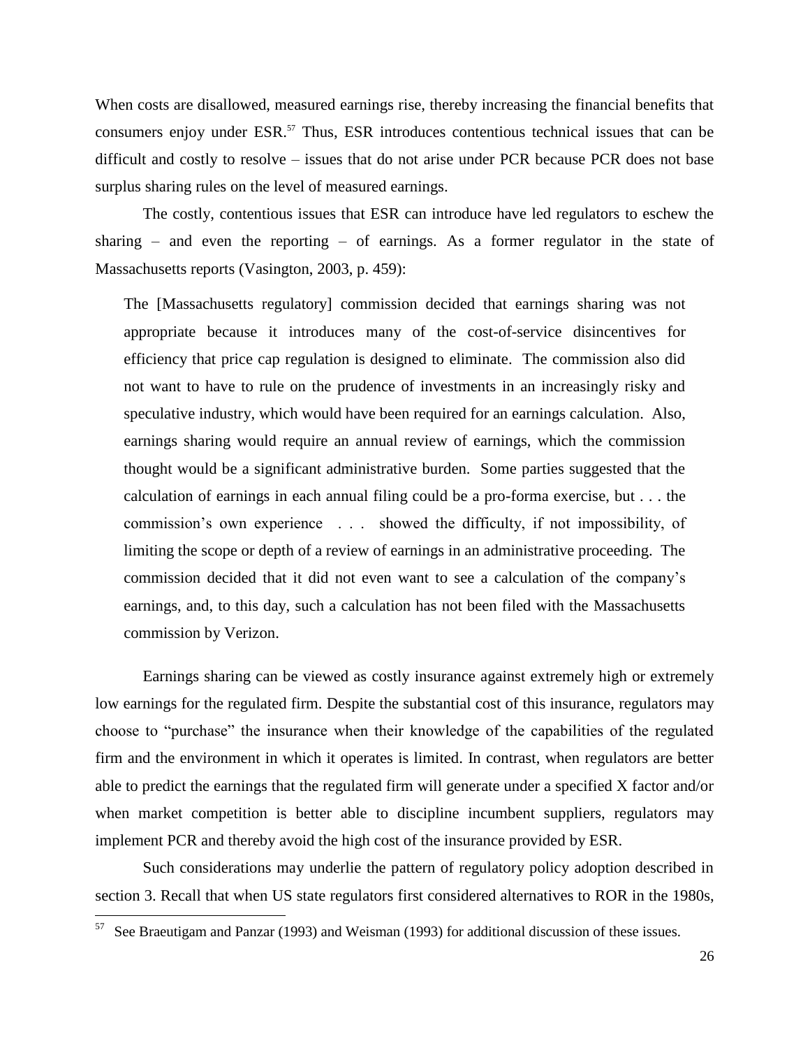When costs are disallowed, measured earnings rise, thereby increasing the financial benefits that consumers enjoy under ESR.[57] Thus, ESR introduces contentious technical issues that can be difficult and costly to resolve – issues that do not arise under PCR because PCR does not base surplus sharing rules on the level of measured earnings.

The costly, contentious issues that ESR can introduce have led regulators to eschew the sharing – and even the reporting – of earnings. As a former regulator in the state of Massachusetts reports (Vasington, 2003, p. 459):

> The [Massachusetts regulatory] commission decided that earnings sharing was not appropriate because it introduces many of the cost-of-service disincentives for efficiency that price cap regulation is designed to eliminate. The commission also did not want to have to rule on the prudence of investments in an increasingly risky and speculative industry, which would have been required for an earnings calculation. Also, earnings sharing would require an annual review of earnings, which the commission thought would be a significant administrative burden. Some parties suggested that the calculation of earnings in each annual filing could be a pro-forma exercise, but . . . the commission's own experience . . . showed the difficulty, if not impossibility, of limiting the scope or depth of a review of earnings in an administrative proceeding. The commission decided that it did not even want to see a calculation of the company's earnings, and, to this day, such a calculation has not been filed with the Massachusetts commission by Verizon.

Earnings sharing can be viewed as costly insurance against extremely high or extremely low earnings for the regulated firm. Despite the substantial cost of this insurance, regulators may choose to "purchase" the insurance when their knowledge of the capabilities of the regulated firm and the environment in which it operates is limited. In contrast, when regulators are better able to predict the earnings that the regulated firm will generate under a specified X factor and/or when market competition is better able to discipline incumbent suppliers, regulators may implement PCR and thereby avoid the high cost of the insurance provided by ESR.

Such considerations may underlie the pattern of regulatory policy adoption described in section 3. Recall that when US state regulators first considered alternatives to ROR in the 1980s,

[57] See Braeutigam and Panzar (1993) and Weisman (1993) for additional discussion of these issues.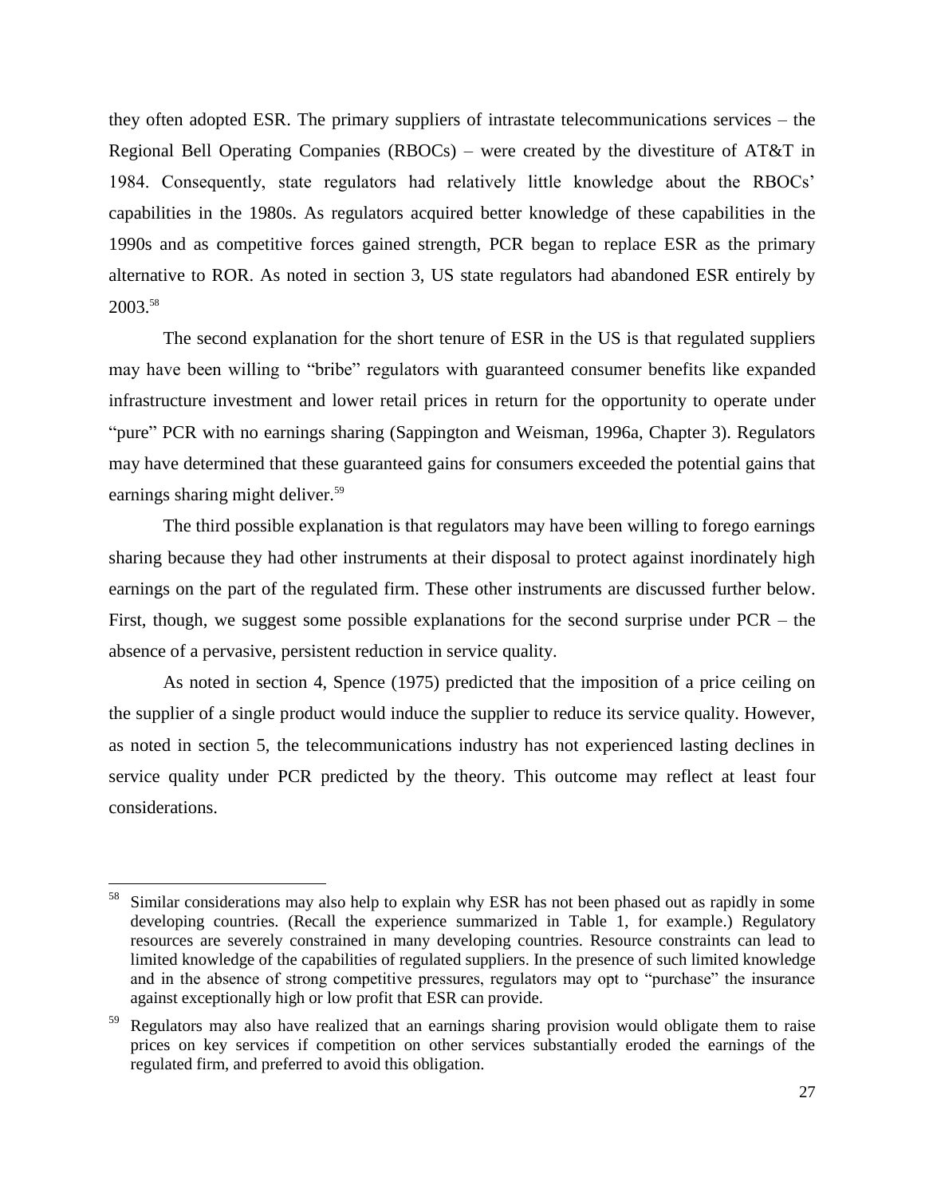they often adopted ESR. The primary suppliers of intrastate telecommunications services – the Regional Bell Operating Companies (RBOCs) – were created by the divestiture of AT&T in 1984. Consequently, state regulators had relatively little knowledge about the RBOCs' capabilities in the 1980s. As regulators acquired better knowledge of these capabilities in the 1990s and as competitive forces gained strength, PCR began to replace ESR as the primary alternative to ROR. As noted in section 3, US state regulators had abandoned ESR entirely by 2003.[58]

The second explanation for the short tenure of ESR in the US is that regulated suppliers may have been willing to "bribe" regulators with guaranteed consumer benefits like expanded infrastructure investment and lower retail prices in return for the opportunity to operate under "pure" PCR with no earnings sharing (Sappington and Weisman, 1996a, Chapter 3). Regulators may have determined that these guaranteed gains for consumers exceeded the potential gains that earnings sharing might deliver.[59]

The third possible explanation is that regulators may have been willing to forego earnings sharing because they had other instruments at their disposal to protect against inordinately high earnings on the part of the regulated firm. These other instruments are discussed further below. First, though, we suggest some possible explanations for the second surprise under PCR – the absence of a pervasive, persistent reduction in service quality.

As noted in section 4, Spence (1975) predicted that the imposition of a price ceiling on the supplier of a single product would induce the supplier to reduce its service quality. However, as noted in section 5, the telecommunications industry has not experienced lasting declines in service quality under PCR predicted by the theory. This outcome may reflect at least four considerations.

---

[58] Similar considerations may also help to explain why ESR has not been phased out as rapidly in some developing countries. (Recall the experience summarized in Table 1, for example.) Regulatory resources are severely constrained in many developing countries. Resource constraints can lead to limited knowledge of the capabilities of regulated suppliers. In the presence of such limited knowledge and in the absence of strong competitive pressures, regulators may opt to "purchase" the insurance against exceptionally high or low profit that ESR can provide.

[59] Regulators may also have realized that an earnings sharing provision would obligate them to raise prices on key services if competition on other services substantially eroded the earnings of the regulated firm, and preferred to avoid this obligation.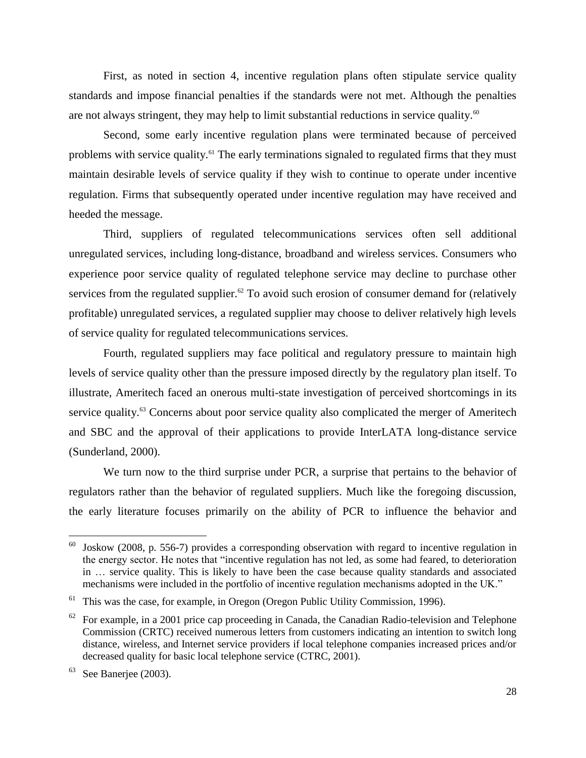First, as noted in section 4, incentive regulation plans often stipulate service quality standards and impose financial penalties if the standards were not met. Although the penalties are not always stringent, they may help to limit substantial reductions in service quality.[60]

Second, some early incentive regulation plans were terminated because of perceived problems with service quality.[61] The early terminations signaled to regulated firms that they must maintain desirable levels of service quality if they wish to continue to operate under incentive regulation. Firms that subsequently operated under incentive regulation may have received and heeded the message.

Third, suppliers of regulated telecommunications services often sell additional unregulated services, including long-distance, broadband and wireless services. Consumers who experience poor service quality of regulated telephone service may decline to purchase other services from the regulated supplier.[62] To avoid such erosion of consumer demand for (relatively profitable) unregulated services, a regulated supplier may choose to deliver relatively high levels of service quality for regulated telecommunications services.

Fourth, regulated suppliers may face political and regulatory pressure to maintain high levels of service quality other than the pressure imposed directly by the regulatory plan itself. To illustrate, Ameritech faced an onerous multi-state investigation of perceived shortcomings in its service quality.[63] Concerns about poor service quality also complicated the merger of Ameritech and SBC and the approval of their applications to provide InterLATA long-distance service (Sunderland, 2000).

We turn now to the third surprise under PCR, a surprise that pertains to the behavior of regulators rather than the behavior of regulated suppliers. Much like the foregoing discussion, the early literature focuses primarily on the ability of PCR to influence the behavior and

---

[60] Joskow (2008, p. 556-7) provides a corresponding observation with regard to incentive regulation in the energy sector. He notes that "incentive regulation has not led, as some had feared, to deterioration in … service quality. This is likely to have been the case because quality standards and associated mechanisms were included in the portfolio of incentive regulation mechanisms adopted in the UK."

[61] This was the case, for example, in Oregon (Oregon Public Utility Commission, 1996).

[62] For example, in a 2001 price cap proceeding in Canada, the Canadian Radio-television and Telephone Commission (CRTC) received numerous letters from customers indicating an intention to switch long distance, wireless, and Internet service providers if local telephone companies increased prices and/or decreased quality for basic local telephone service (CTRC, 2001).

[63] See Banerjee (2003).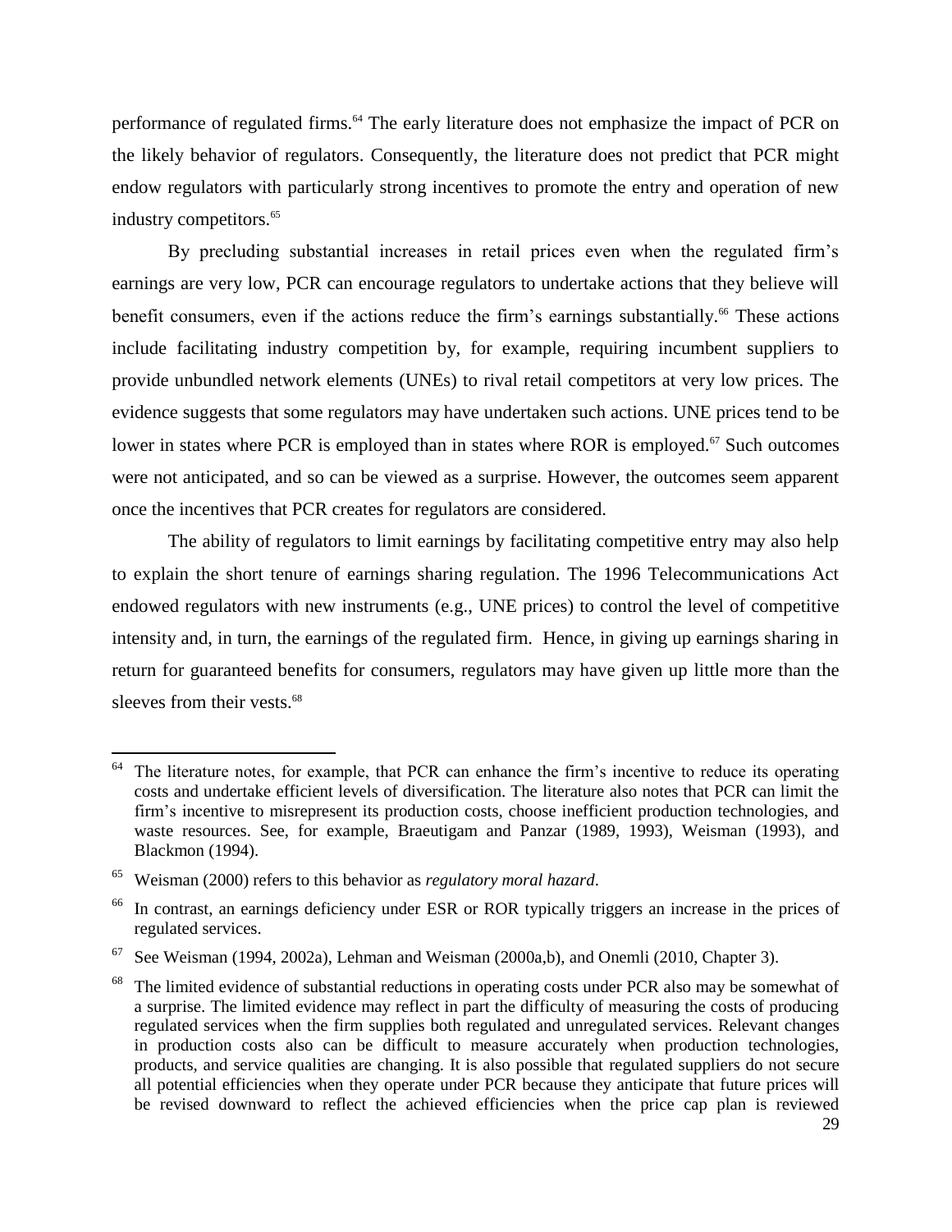performance of regulated firms.[64] The early literature does not emphasize the impact of PCR on the likely behavior of regulators. Consequently, the literature does not predict that PCR might endow regulators with particularly strong incentives to promote the entry and operation of new industry competitors.[65]

By precluding substantial increases in retail prices even when the regulated firm's earnings are very low, PCR can encourage regulators to undertake actions that they believe will benefit consumers, even if the actions reduce the firm's earnings substantially.[66] These actions include facilitating industry competition by, for example, requiring incumbent suppliers to provide unbundled network elements (UNEs) to rival retail competitors at very low prices. The evidence suggests that some regulators may have undertaken such actions. UNE prices tend to be lower in states where PCR is employed than in states where ROR is employed.[67] Such outcomes were not anticipated, and so can be viewed as a surprise. However, the outcomes seem apparent once the incentives that PCR creates for regulators are considered.

The ability of regulators to limit earnings by facilitating competitive entry may also help to explain the short tenure of earnings sharing regulation. The 1996 Telecommunications Act endowed regulators with new instruments (e.g., UNE prices) to control the level of competitive intensity and, in turn, the earnings of the regulated firm. Hence, in giving up earnings sharing in return for guaranteed benefits for consumers, regulators may have given up little more than the sleeves from their vests.[68]

---

[64] The literature notes, for example, that PCR can enhance the firm's incentive to reduce its operating costs and undertake efficient levels of diversification. The literature also notes that PCR can limit the firm's incentive to misrepresent its production costs, choose inefficient production technologies, and waste resources. See, for example, Braeutigam and Panzar (1989, 1993), Weisman (1993), and Blackmon (1994).

[65] Weisman (2000) refers to this behavior as *regulatory moral hazard*.

[66] In contrast, an earnings deficiency under ESR or ROR typically triggers an increase in the prices of regulated services.

[67] See Weisman (1994, 2002a), Lehman and Weisman (2000a,b), and Onemli (2010, Chapter 3).

[68] The limited evidence of substantial reductions in operating costs under PCR also may be somewhat of a surprise. The limited evidence may reflect in part the difficulty of measuring the costs of producing regulated services when the firm supplies both regulated and unregulated services. Relevant changes in production costs also can be difficult to measure accurately when production technologies, products, and service qualities are changing. It is also possible that regulated suppliers do not secure all potential efficiencies when they operate under PCR because they anticipate that future prices will be revised downward to reflect the achieved efficiencies when the price cap plan is reviewed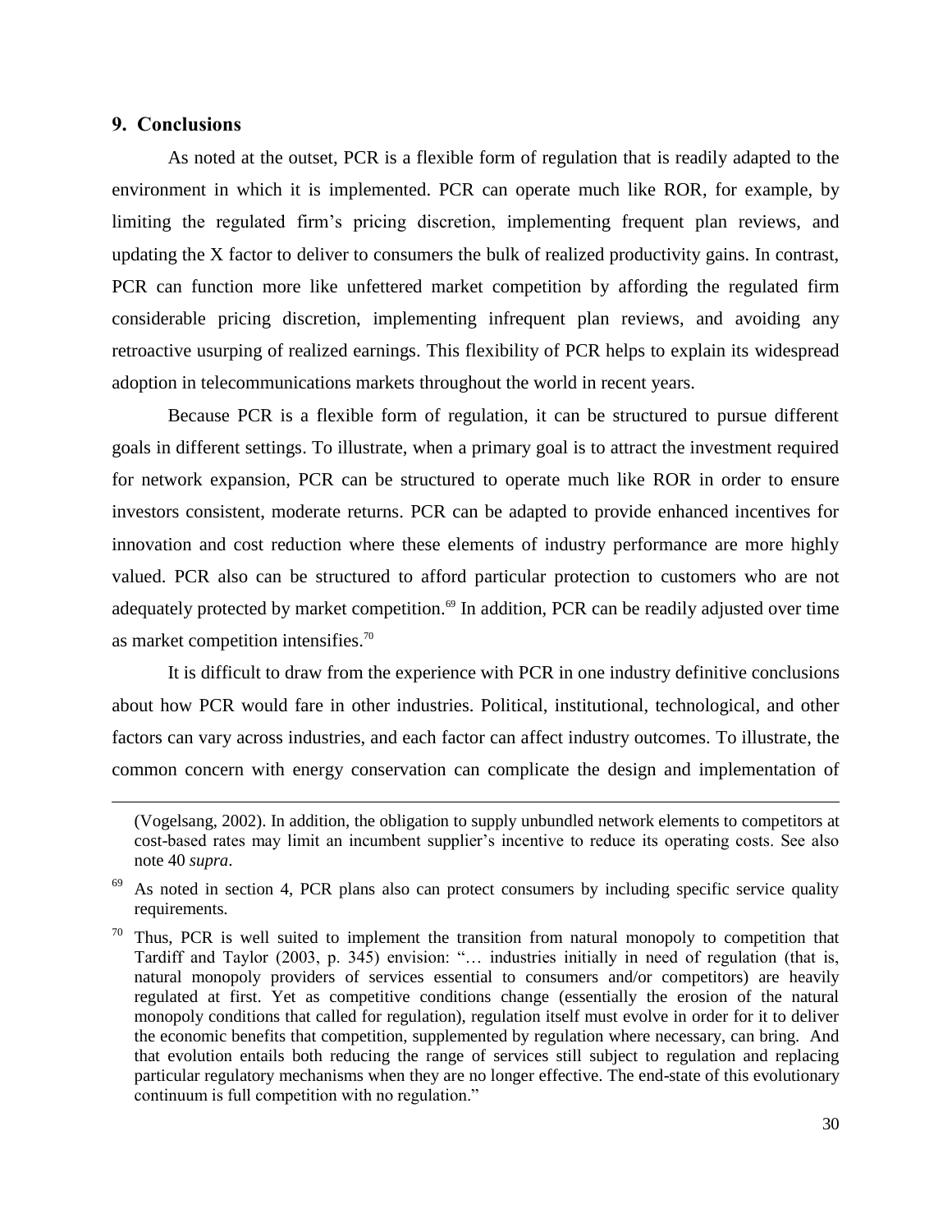## 9. Conclusions

As noted at the outset, PCR is a flexible form of regulation that is readily adapted to the environment in which it is implemented. PCR can operate much like ROR, for example, by limiting the regulated firm's pricing discretion, implementing frequent plan reviews, and updating the X factor to deliver to consumers the bulk of realized productivity gains. In contrast, PCR can function more like unfettered market competition by affording the regulated firm considerable pricing discretion, implementing infrequent plan reviews, and avoiding any retroactive usurping of realized earnings. This flexibility of PCR helps to explain its widespread adoption in telecommunications markets throughout the world in recent years.

Because PCR is a flexible form of regulation, it can be structured to pursue different goals in different settings. To illustrate, when a primary goal is to attract the investment required for network expansion, PCR can be structured to operate much like ROR in order to ensure investors consistent, moderate returns. PCR can be adapted to provide enhanced incentives for innovation and cost reduction where these elements of industry performance are more highly valued. PCR also can be structured to afford particular protection to customers who are not adequately protected by market competition.[69] In addition, PCR can be readily adjusted over time as market competition intensifies.[70]

It is difficult to draw from the experience with PCR in one industry definitive conclusions about how PCR would fare in other industries. Political, institutional, technological, and other factors can vary across industries, and each factor can affect industry outcomes. To illustrate, the common concern with energy conservation can complicate the design and implementation of

---

(Vogelsang, 2002). In addition, the obligation to supply unbundled network elements to competitors at cost-based rates may limit an incumbent supplier's incentive to reduce its operating costs. See also note 40 *supra*.

[69] As noted in section 4, PCR plans also can protect consumers by including specific service quality requirements.

[70] Thus, PCR is well suited to implement the transition from natural monopoly to competition that Tardiff and Taylor (2003, p. 345) envision: "… industries initially in need of regulation (that is, natural monopoly providers of services essential to consumers and/or competitors) are heavily regulated at first. Yet as competitive conditions change (essentially the erosion of the natural monopoly conditions that called for regulation), regulation itself must evolve in order for it to deliver the economic benefits that competition, supplemented by regulation where necessary, can bring. And that evolution entails both reducing the range of services still subject to regulation and replacing particular regulatory mechanisms when they are no longer effective. The end-state of this evolutionary continuum is full competition with no regulation."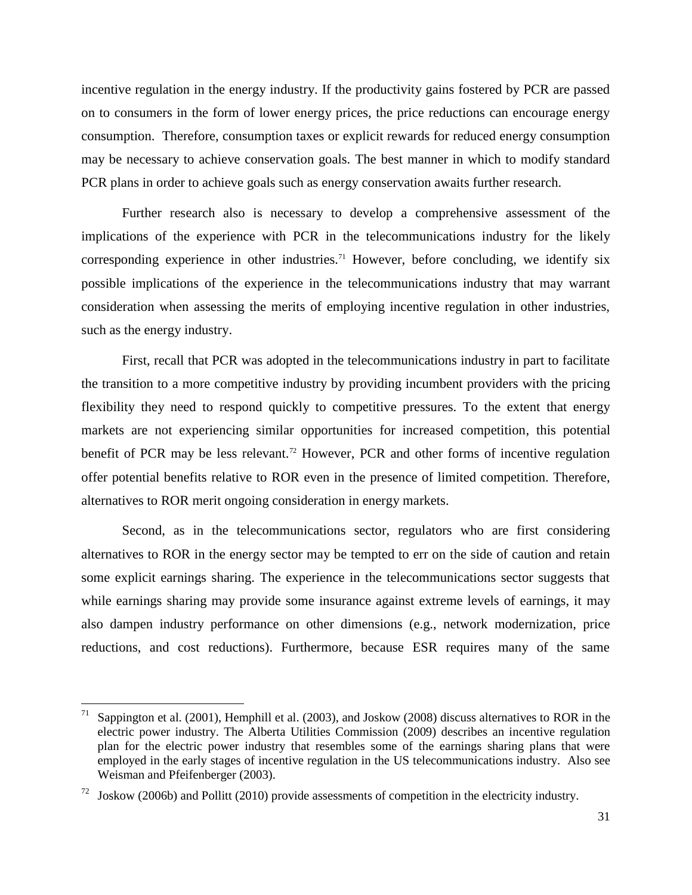incentive regulation in the energy industry. If the productivity gains fostered by PCR are passed on to consumers in the form of lower energy prices, the price reductions can encourage energy consumption. Therefore, consumption taxes or explicit rewards for reduced energy consumption may be necessary to achieve conservation goals. The best manner in which to modify standard PCR plans in order to achieve goals such as energy conservation awaits further research.

Further research also is necessary to develop a comprehensive assessment of the implications of the experience with PCR in the telecommunications industry for the likely corresponding experience in other industries.[71] However, before concluding, we identify six possible implications of the experience in the telecommunications industry that may warrant consideration when assessing the merits of employing incentive regulation in other industries, such as the energy industry.

First, recall that PCR was adopted in the telecommunications industry in part to facilitate the transition to a more competitive industry by providing incumbent providers with the pricing flexibility they need to respond quickly to competitive pressures. To the extent that energy markets are not experiencing similar opportunities for increased competition, this potential benefit of PCR may be less relevant.[72] However, PCR and other forms of incentive regulation offer potential benefits relative to ROR even in the presence of limited competition. Therefore, alternatives to ROR merit ongoing consideration in energy markets.

Second, as in the telecommunications sector, regulators who are first considering alternatives to ROR in the energy sector may be tempted to err on the side of caution and retain some explicit earnings sharing. The experience in the telecommunications sector suggests that while earnings sharing may provide some insurance against extreme levels of earnings, it may also dampen industry performance on other dimensions (e.g., network modernization, price reductions, and cost reductions). Furthermore, because ESR requires many of the same

[71] Sappington et al. (2001), Hemphill et al. (2003), and Joskow (2008) discuss alternatives to ROR in the electric power industry. The Alberta Utilities Commission (2009) describes an incentive regulation plan for the electric power industry that resembles some of the earnings sharing plans that were employed in the early stages of incentive regulation in the US telecommunications industry. Also see Weisman and Pfeifenberger (2003).

[72] Joskow (2006b) and Pollitt (2010) provide assessments of competition in the electricity industry.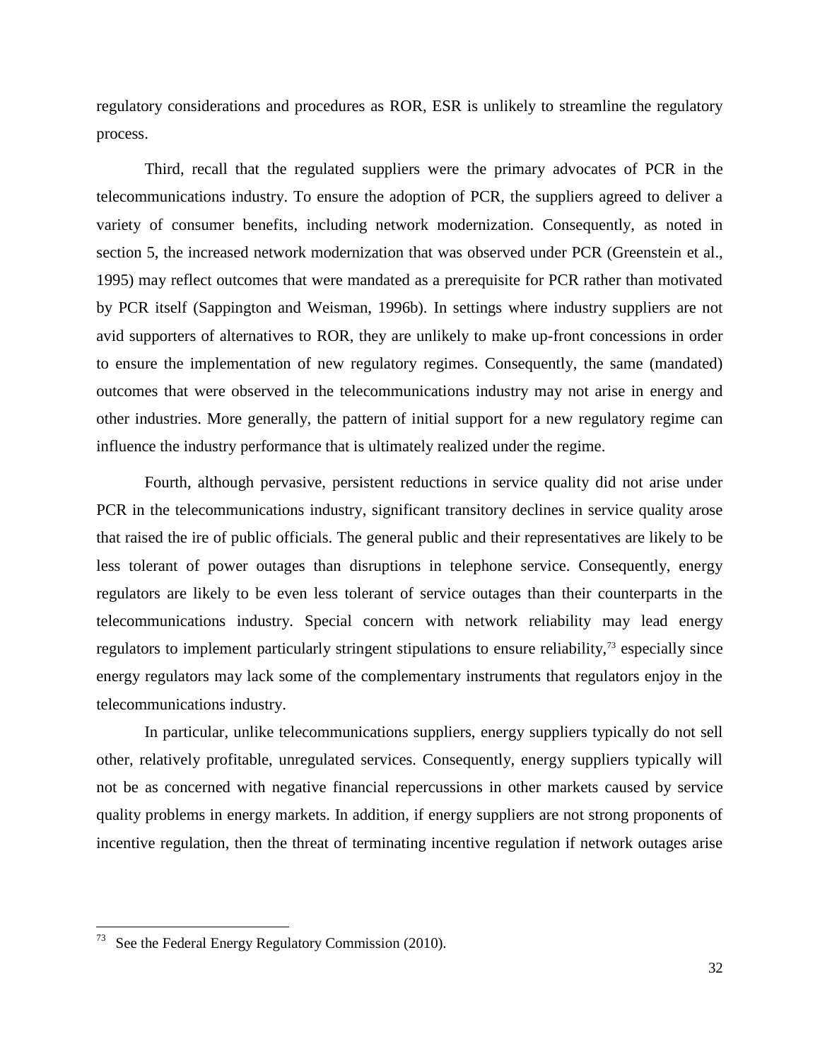regulatory considerations and procedures as ROR, ESR is unlikely to streamline the regulatory process.

Third, recall that the regulated suppliers were the primary advocates of PCR in the telecommunications industry. To ensure the adoption of PCR, the suppliers agreed to deliver a variety of consumer benefits, including network modernization. Consequently, as noted in section 5, the increased network modernization that was observed under PCR (Greenstein et al., 1995) may reflect outcomes that were mandated as a prerequisite for PCR rather than motivated by PCR itself (Sappington and Weisman, 1996b). In settings where industry suppliers are not avid supporters of alternatives to ROR, they are unlikely to make up-front concessions in order to ensure the implementation of new regulatory regimes. Consequently, the same (mandated) outcomes that were observed in the telecommunications industry may not arise in energy and other industries. More generally, the pattern of initial support for a new regulatory regime can influence the industry performance that is ultimately realized under the regime.

Fourth, although pervasive, persistent reductions in service quality did not arise under PCR in the telecommunications industry, significant transitory declines in service quality arose that raised the ire of public officials. The general public and their representatives are likely to be less tolerant of power outages than disruptions in telephone service. Consequently, energy regulators are likely to be even less tolerant of service outages than their counterparts in the telecommunications industry. Special concern with network reliability may lead energy regulators to implement particularly stringent stipulations to ensure reliability,[73] especially since energy regulators may lack some of the complementary instruments that regulators enjoy in the telecommunications industry.

In particular, unlike telecommunications suppliers, energy suppliers typically do not sell other, relatively profitable, unregulated services. Consequently, energy suppliers typically will not be as concerned with negative financial repercussions in other markets caused by service quality problems in energy markets. In addition, if energy suppliers are not strong proponents of incentive regulation, then the threat of terminating incentive regulation if network outages arise

[73] See the Federal Energy Regulatory Commission (2010).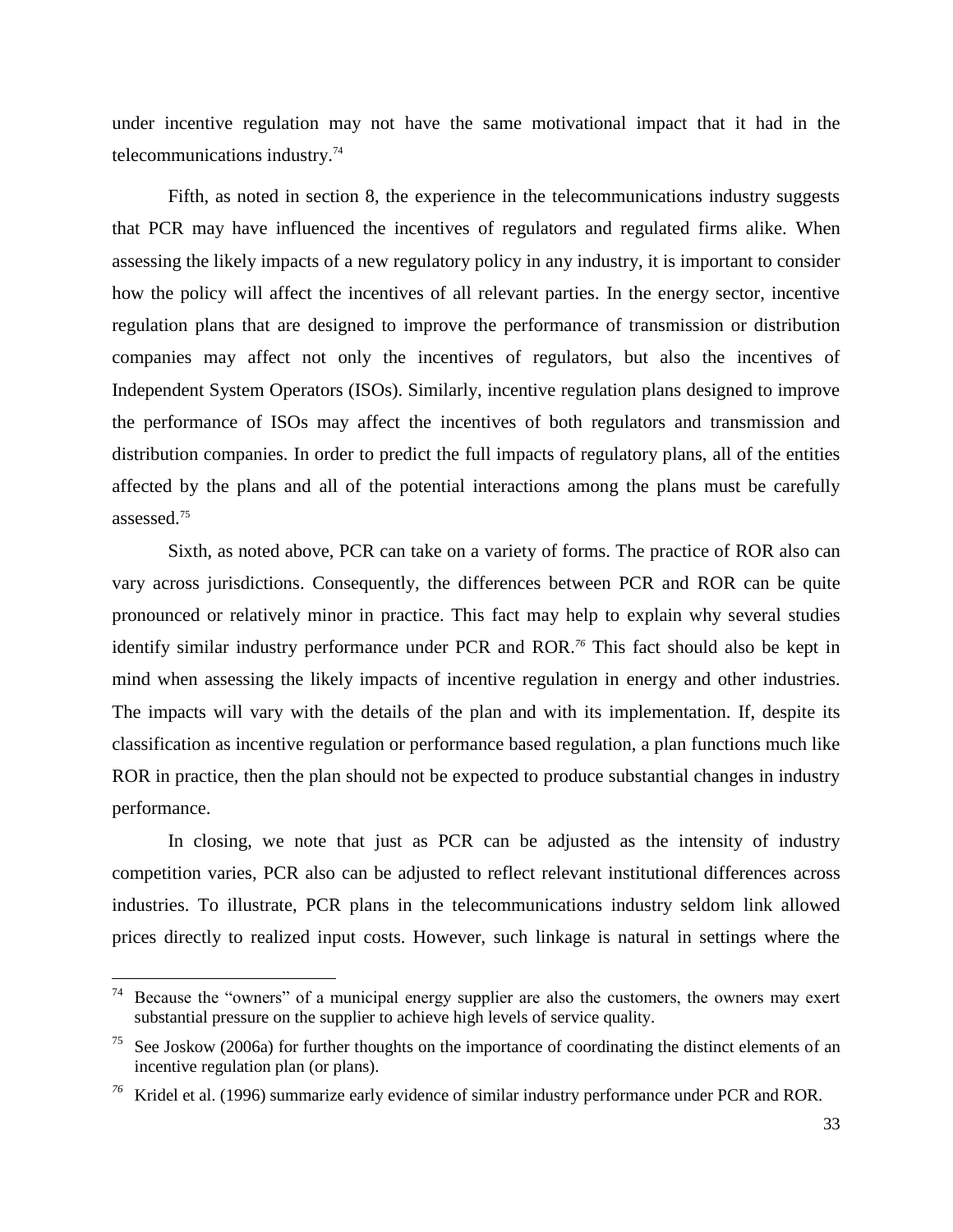under incentive regulation may not have the same motivational impact that it had in the telecommunications industry.[74]

Fifth, as noted in section 8, the experience in the telecommunications industry suggests that PCR may have influenced the incentives of regulators and regulated firms alike. When assessing the likely impacts of a new regulatory policy in any industry, it is important to consider how the policy will affect the incentives of all relevant parties. In the energy sector, incentive regulation plans that are designed to improve the performance of transmission or distribution companies may affect not only the incentives of regulators, but also the incentives of Independent System Operators (ISOs). Similarly, incentive regulation plans designed to improve the performance of ISOs may affect the incentives of both regulators and transmission and distribution companies. In order to predict the full impacts of regulatory plans, all of the entities affected by the plans and all of the potential interactions among the plans must be carefully assessed.[75]

Sixth, as noted above, PCR can take on a variety of forms. The practice of ROR also can vary across jurisdictions. Consequently, the differences between PCR and ROR can be quite pronounced or relatively minor in practice. This fact may help to explain why several studies identify similar industry performance under PCR and ROR.[76] This fact should also be kept in mind when assessing the likely impacts of incentive regulation in energy and other industries. The impacts will vary with the details of the plan and with its implementation. If, despite its classification as incentive regulation or performance based regulation, a plan functions much like ROR in practice, then the plan should not be expected to produce substantial changes in industry performance.

In closing, we note that just as PCR can be adjusted as the intensity of industry competition varies, PCR also can be adjusted to reflect relevant institutional differences across industries. To illustrate, PCR plans in the telecommunications industry seldom link allowed prices directly to realized input costs. However, such linkage is natural in settings where the

---

[74] Because the "owners" of a municipal energy supplier are also the customers, the owners may exert substantial pressure on the supplier to achieve high levels of service quality.

[75] See Joskow (2006a) for further thoughts on the importance of coordinating the distinct elements of an incentive regulation plan (or plans).

[76] Kridel et al. (1996) summarize early evidence of similar industry performance under PCR and ROR.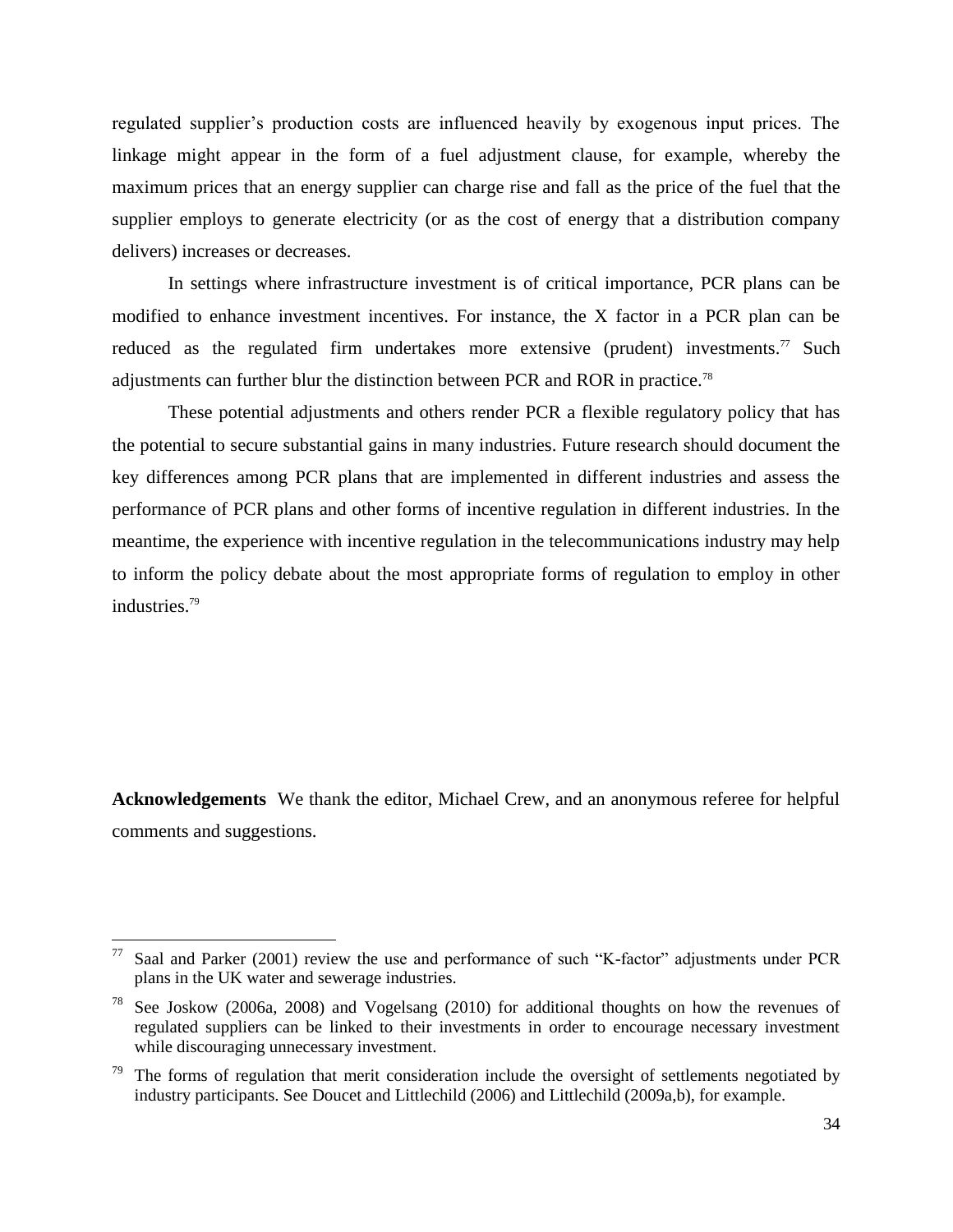regulated supplier's production costs are influenced heavily by exogenous input prices. The linkage might appear in the form of a fuel adjustment clause, for example, whereby the maximum prices that an energy supplier can charge rise and fall as the price of the fuel that the supplier employs to generate electricity (or as the cost of energy that a distribution company delivers) increases or decreases.

In settings where infrastructure investment is of critical importance, PCR plans can be modified to enhance investment incentives. For instance, the X factor in a PCR plan can be reduced as the regulated firm undertakes more extensive (prudent) investments.[77] Such adjustments can further blur the distinction between PCR and ROR in practice.[78]

These potential adjustments and others render PCR a flexible regulatory policy that has the potential to secure substantial gains in many industries. Future research should document the key differences among PCR plans that are implemented in different industries and assess the performance of PCR plans and other forms of incentive regulation in different industries. In the meantime, the experience with incentive regulation in the telecommunications industry may help to inform the policy debate about the most appropriate forms of regulation to employ in other industries.[79]

**Acknowledgements** We thank the editor, Michael Crew, and an anonymous referee for helpful comments and suggestions.

---

[77] Saal and Parker (2001) review the use and performance of such "K-factor" adjustments under PCR plans in the UK water and sewerage industries.

[78] See Joskow (2006a, 2008) and Vogelsang (2010) for additional thoughts on how the revenues of regulated suppliers can be linked to their investments in order to encourage necessary investment while discouraging unnecessary investment.

[79] The forms of regulation that merit consideration include the oversight of settlements negotiated by industry participants. See Doucet and Littlechild (2006) and Littlechild (2009a,b), for example.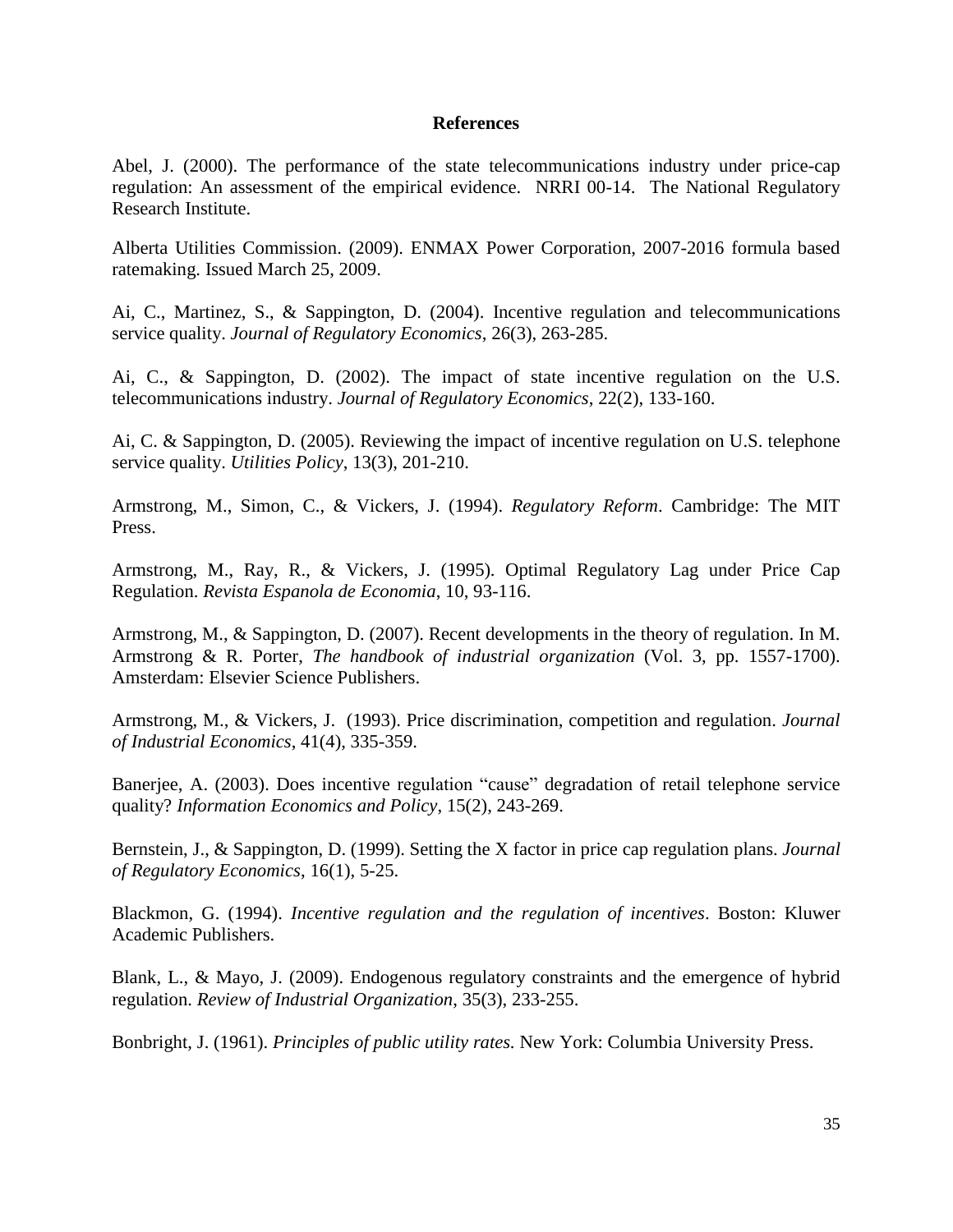## References

Abel, J. (2000). The performance of the state telecommunications industry under price-cap regulation: An assessment of the empirical evidence. NRRI 00-14. The National Regulatory Research Institute.

Alberta Utilities Commission. (2009). ENMAX Power Corporation, 2007-2016 formula based ratemaking. Issued March 25, 2009.

Ai, C., Martinez, S., & Sappington, D. (2004). Incentive regulation and telecommunications service quality. *Journal of Regulatory Economics*, 26(3), 263-285.

Ai, C., & Sappington, D. (2002). The impact of state incentive regulation on the U.S. telecommunications industry. *Journal of Regulatory Economics*, 22(2), 133-160.

Ai, C. & Sappington, D. (2005). Reviewing the impact of incentive regulation on U.S. telephone service quality. *Utilities Policy*, 13(3), 201-210.

Armstrong, M., Simon, C., & Vickers, J. (1994). *Regulatory Reform*. Cambridge: The MIT Press.

Armstrong, M., Ray, R., & Vickers, J. (1995). Optimal Regulatory Lag under Price Cap Regulation. *Revista Espanola de Economia*, 10, 93-116.

Armstrong, M., & Sappington, D. (2007). Recent developments in the theory of regulation. In M. Armstrong & R. Porter, *The handbook of industrial organization* (Vol. 3, pp. 1557-1700). Amsterdam: Elsevier Science Publishers.

Armstrong, M., & Vickers, J. (1993). Price discrimination, competition and regulation. *Journal of Industrial Economics*, 41(4), 335-359.

Banerjee, A. (2003). Does incentive regulation "cause" degradation of retail telephone service quality? *Information Economics and Policy*, 15(2), 243-269.

Bernstein, J., & Sappington, D. (1999). Setting the X factor in price cap regulation plans. *Journal of Regulatory Economics*, 16(1), 5-25.

Blackmon, G. (1994). *Incentive regulation and the regulation of incentives*. Boston: Kluwer Academic Publishers.

Blank, L., & Mayo, J. (2009). Endogenous regulatory constraints and the emergence of hybrid regulation. *Review of Industrial Organization*, 35(3), 233-255.

Bonbright, J. (1961). *Principles of public utility rates.* New York: Columbia University Press.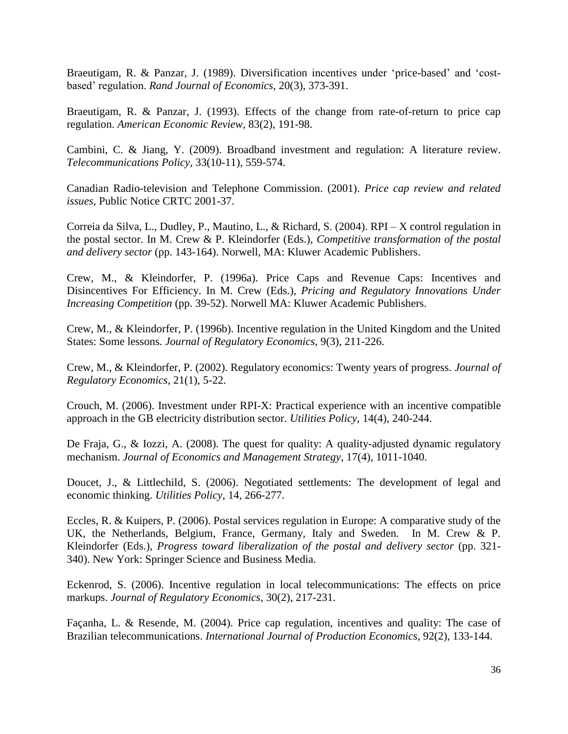Braeutigam, R. & Panzar, J. (1989). Diversification incentives under 'price-based' and 'cost-based' regulation. *Rand Journal of Economics*, 20(3), 373-391.

Braeutigam, R. & Panzar, J. (1993). Effects of the change from rate-of-return to price cap regulation. *American Economic Review*, 83(2), 191-98.

Cambini, C. & Jiang, Y. (2009). Broadband investment and regulation: A literature review. *Telecommunications Policy*, 33(10-11), 559-574.

Canadian Radio-television and Telephone Commission. (2001). *Price cap review and related issues*, Public Notice CRTC 2001-37.

Correia da Silva, L., Dudley, P., Mautino, L., & Richard, S. (2004). RPI – X control regulation in the postal sector. In M. Crew & P. Kleindorfer (Eds.), *Competitive transformation of the postal and delivery sector* (pp. 143-164). Norwell, MA: Kluwer Academic Publishers.

Crew, M., & Kleindorfer, P. (1996a). Price Caps and Revenue Caps: Incentives and Disincentives For Efficiency. In M. Crew (Eds.), *Pricing and Regulatory Innovations Under Increasing Competition* (pp. 39-52). Norwell MA: Kluwer Academic Publishers.

Crew, M., & Kleindorfer, P. (1996b). Incentive regulation in the United Kingdom and the United States: Some lessons. *Journal of Regulatory Economics*, 9(3), 211-226.

Crew, M., & Kleindorfer, P. (2002). Regulatory economics: Twenty years of progress. *Journal of Regulatory Economics*, 21(1), 5-22.

Crouch, M. (2006). Investment under RPI-X: Practical experience with an incentive compatible approach in the GB electricity distribution sector. *Utilities Policy*, 14(4), 240-244.

De Fraja, G., & Iozzi, A. (2008). The quest for quality: A quality-adjusted dynamic regulatory mechanism. *Journal of Economics and Management Strategy*, 17(4), 1011-1040.

Doucet, J., & Littlechild, S. (2006). Negotiated settlements: The development of legal and economic thinking. *Utilities Policy*, 14, 266-277.

Eccles, R. & Kuipers, P. (2006). Postal services regulation in Europe: A comparative study of the UK, the Netherlands, Belgium, France, Germany, Italy and Sweden. In M. Crew & P. Kleindorfer (Eds.), *Progress toward liberalization of the postal and delivery sector* (pp. 321-340). New York: Springer Science and Business Media.

Eckenrod, S. (2006). Incentive regulation in local telecommunications: The effects on price markups. *Journal of Regulatory Economics*, 30(2), 217-231.

Façanha, L. & Resende, M. (2004). Price cap regulation, incentives and quality: The case of Brazilian telecommunications. *International Journal of Production Economics*, 92(2), 133-144.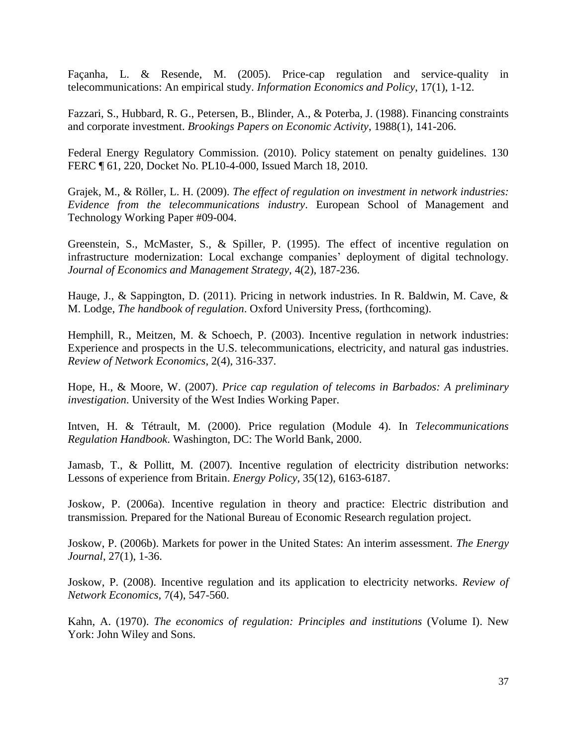Façanha, L. & Resende, M. (2005). Price-cap regulation and service-quality in telecommunications: An empirical study. *Information Economics and Policy*, 17(1), 1-12.

Fazzari, S., Hubbard, R. G., Petersen, B., Blinder, A., & Poterba, J. (1988). Financing constraints and corporate investment. *Brookings Papers on Economic Activity*, 1988(1), 141-206.

Federal Energy Regulatory Commission. (2010). Policy statement on penalty guidelines. 130 FERC ¶ 61, 220, Docket No. PL10-4-000, Issued March 18, 2010.

Grajek, M., & Röller, L. H. (2009). *The effect of regulation on investment in network industries: Evidence from the telecommunications industry*. European School of Management and Technology Working Paper #09-004.

Greenstein, S., McMaster, S., & Spiller, P. (1995). The effect of incentive regulation on infrastructure modernization: Local exchange companies' deployment of digital technology. *Journal of Economics and Management Strategy*, 4(2), 187-236.

Hauge, J., & Sappington, D. (2011). Pricing in network industries. In R. Baldwin, M. Cave, & M. Lodge, *The handbook of regulation*. Oxford University Press, (forthcoming).

Hemphill, R., Meitzen, M. & Schoech, P. (2003). Incentive regulation in network industries: Experience and prospects in the U.S. telecommunications, electricity, and natural gas industries. *Review of Network Economics*, 2(4), 316-337.

Hope, H., & Moore, W. (2007). *Price cap regulation of telecoms in Barbados: A preliminary investigation*. University of the West Indies Working Paper.

Intven, H. & Tétrault, M. (2000). Price regulation (Module 4). In *Telecommunications Regulation Handbook*. Washington, DC: The World Bank, 2000.

Jamasb, T., & Pollitt, M. (2007). Incentive regulation of electricity distribution networks: Lessons of experience from Britain. *Energy Policy*, 35(12), 6163-6187.

Joskow, P. (2006a). Incentive regulation in theory and practice: Electric distribution and transmission*.* Prepared for the National Bureau of Economic Research regulation project.

Joskow, P. (2006b). Markets for power in the United States: An interim assessment. *The Energy Journal*, 27(1), 1-36.

Joskow, P. (2008). Incentive regulation and its application to electricity networks. *Review of Network Economics*, 7(4), 547-560.

Kahn, A. (1970). *The economics of regulation: Principles and institutions* (Volume I). New York: John Wiley and Sons.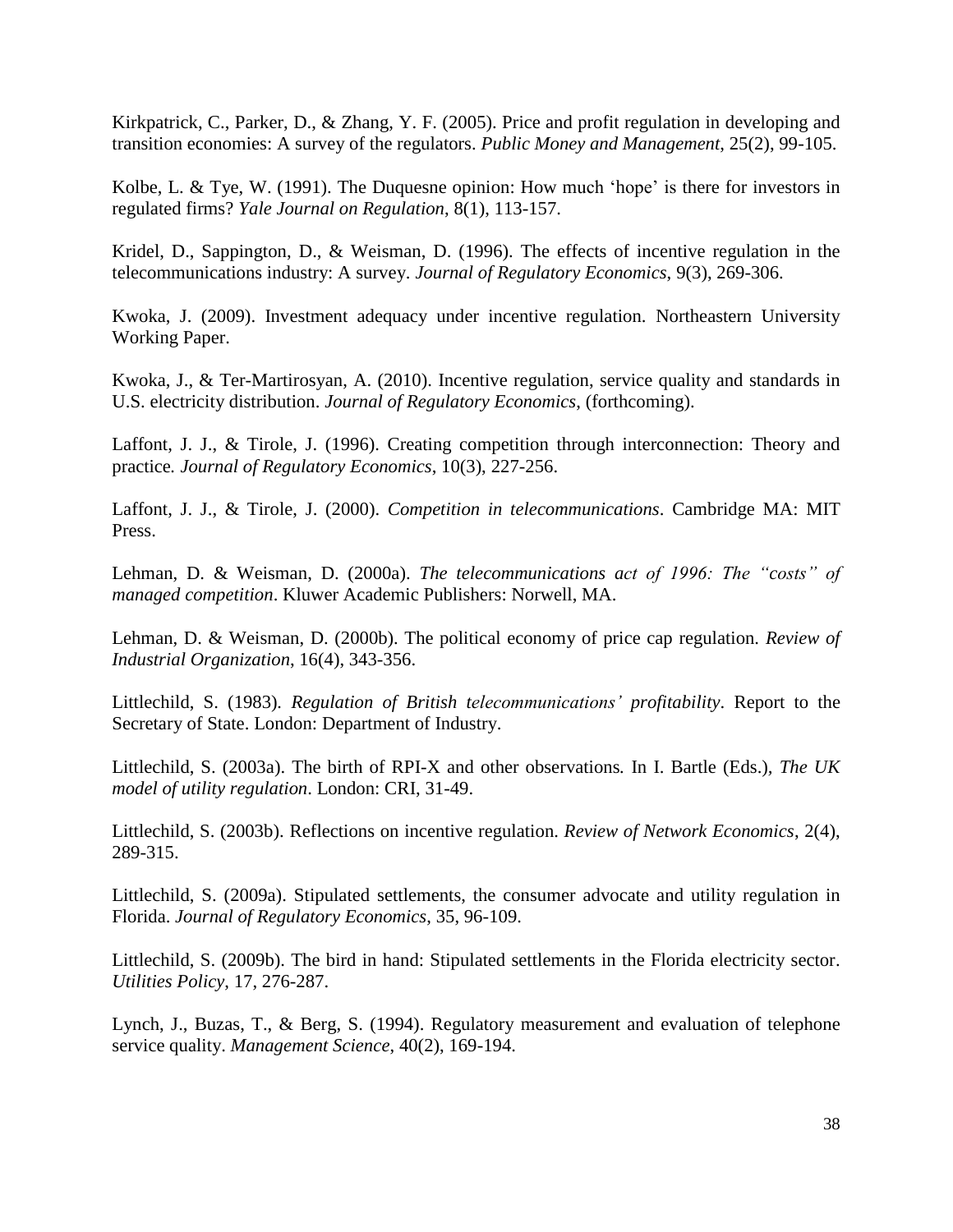Kirkpatrick, C., Parker, D., & Zhang, Y. F. (2005). Price and profit regulation in developing and transition economies: A survey of the regulators. *Public Money and Management*, 25(2), 99-105.

Kolbe, L. & Tye, W. (1991). The Duquesne opinion: How much 'hope' is there for investors in regulated firms? *Yale Journal on Regulation*, 8(1), 113-157.

Kridel, D., Sappington, D., & Weisman, D. (1996). The effects of incentive regulation in the telecommunications industry: A survey. *Journal of Regulatory Economics*, 9(3), 269-306.

Kwoka, J. (2009). Investment adequacy under incentive regulation. Northeastern University Working Paper.

Kwoka, J., & Ter-Martirosyan, A. (2010). Incentive regulation, service quality and standards in U.S. electricity distribution. *Journal of Regulatory Economics*, (forthcoming).

Laffont, J. J., & Tirole, J. (1996). Creating competition through interconnection: Theory and practice*. Journal of Regulatory Economics*, 10(3), 227-256.

Laffont, J. J., & Tirole, J. (2000). *Competition in telecommunications*. Cambridge MA: MIT Press.

Lehman, D. & Weisman, D. (2000a). *The telecommunications act of 1996: The "costs" of managed competition*. Kluwer Academic Publishers: Norwell, MA.

Lehman, D. & Weisman, D. (2000b). The political economy of price cap regulation. *Review of Industrial Organization*, 16(4), 343-356.

Littlechild, S. (1983). *Regulation of British telecommunications' profitability*. Report to the Secretary of State. London: Department of Industry.

Littlechild, S. (2003a). The birth of RPI-X and other observations*.* In I. Bartle (Eds.), *The UK model of utility regulation*. London: CRI, 31-49.

Littlechild, S. (2003b). Reflections on incentive regulation. *Review of Network Economics*, 2(4), 289-315.

Littlechild, S. (2009a). Stipulated settlements, the consumer advocate and utility regulation in Florida. *Journal of Regulatory Economics*, 35, 96-109.

Littlechild, S. (2009b). The bird in hand: Stipulated settlements in the Florida electricity sector. *Utilities Policy*, 17, 276-287.

Lynch, J., Buzas, T., & Berg, S. (1994). Regulatory measurement and evaluation of telephone service quality. *Management Science*, 40(2), 169-194.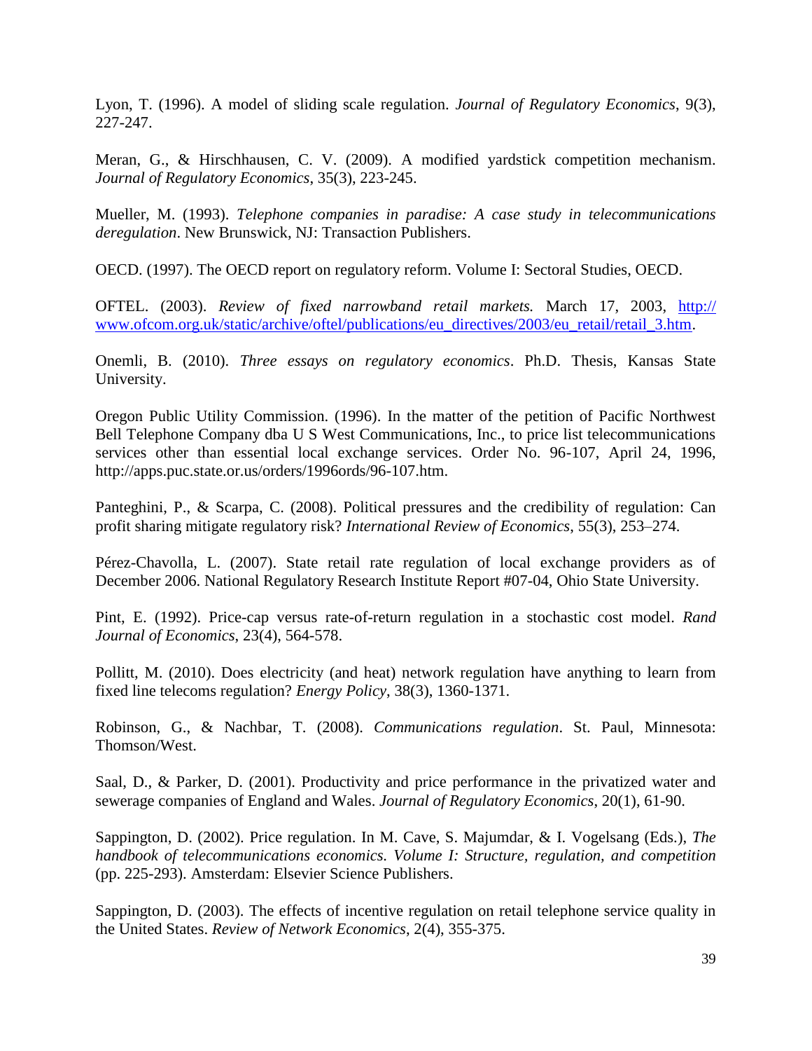Lyon, T. (1996). A model of sliding scale regulation. *Journal of Regulatory Economics*, 9(3), 227-247.

Meran, G., & Hirschhausen, C. V. (2009). A modified yardstick competition mechanism. *Journal of Regulatory Economics*, 35(3), 223-245.

Mueller, M. (1993). *Telephone companies in paradise: A case study in telecommunications deregulation*. New Brunswick, NJ: Transaction Publishers.

OECD. (1997). The OECD report on regulatory reform. Volume I: Sectoral Studies, OECD.

OFTEL. (2003). *Review of fixed narrowband retail markets.* March 17, 2003, http:// www.ofcom.org.uk/static/archive/oftel/publications/eu_directives/2003/eu_retail/retail_3.htm.

Onemli, B. (2010). *Three essays on regulatory economics*. Ph.D. Thesis, Kansas State University.

Oregon Public Utility Commission. (1996). In the matter of the petition of Pacific Northwest Bell Telephone Company dba U S West Communications, Inc., to price list telecommunications services other than essential local exchange services. Order No. 96-107, April 24, 1996, http://apps.puc.state.or.us/orders/1996ords/96-107.htm.

Panteghini, P., & Scarpa, C. (2008). Political pressures and the credibility of regulation: Can profit sharing mitigate regulatory risk? *International Review of Economics*, 55(3), 253–274.

Pérez-Chavolla, L. (2007). State retail rate regulation of local exchange providers as of December 2006. National Regulatory Research Institute Report #07-04, Ohio State University.

Pint, E. (1992). Price-cap versus rate-of-return regulation in a stochastic cost model. *Rand Journal of Economics*, 23(4), 564-578.

Pollitt, M. (2010). Does electricity (and heat) network regulation have anything to learn from fixed line telecoms regulation? *Energy Policy*, 38(3), 1360-1371.

Robinson, G., & Nachbar, T. (2008). *Communications regulation*. St. Paul, Minnesota: Thomson/West.

Saal, D., & Parker, D. (2001). Productivity and price performance in the privatized water and sewerage companies of England and Wales. *Journal of Regulatory Economics*, 20(1), 61-90.

Sappington, D. (2002). Price regulation. In M. Cave, S. Majumdar, & I. Vogelsang (Eds.), *The handbook of telecommunications economics. Volume I: Structure, regulation, and competition* (pp. 225-293). Amsterdam: Elsevier Science Publishers.

Sappington, D. (2003). The effects of incentive regulation on retail telephone service quality in the United States. *Review of Network Economics*, 2(4), 355-375.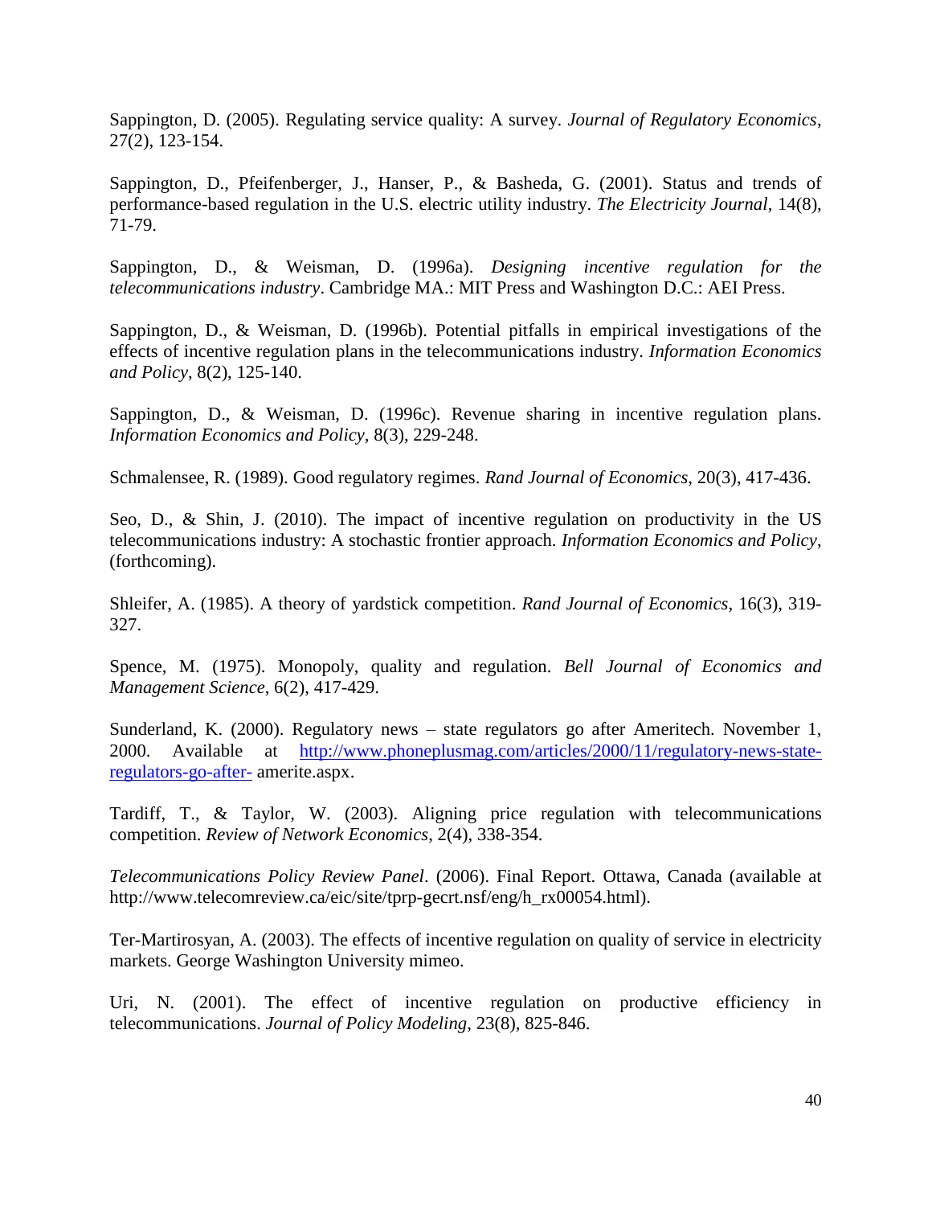Sappington, D. (2005). Regulating service quality: A survey. *Journal of Regulatory Economics*, 27(2), 123-154.

Sappington, D., Pfeifenberger, J., Hanser, P., & Basheda, G. (2001). Status and trends of performance-based regulation in the U.S. electric utility industry. *The Electricity Journal*, 14(8), 71-79.

Sappington, D., & Weisman, D. (1996a). *Designing incentive regulation for the telecommunications industry*. Cambridge MA.: MIT Press and Washington D.C.: AEI Press.

Sappington, D., & Weisman, D. (1996b). Potential pitfalls in empirical investigations of the effects of incentive regulation plans in the telecommunications industry. *Information Economics and Policy*, 8(2), 125-140.

Sappington, D., & Weisman, D. (1996c). Revenue sharing in incentive regulation plans. *Information Economics and Policy*, 8(3), 229-248.

Schmalensee, R. (1989). Good regulatory regimes. *Rand Journal of Economics*, 20(3), 417-436.

Seo, D., & Shin, J. (2010). The impact of incentive regulation on productivity in the US telecommunications industry: A stochastic frontier approach. *Information Economics and Policy*, (forthcoming).

Shleifer, A. (1985). A theory of yardstick competition. *Rand Journal of Economics*, 16(3), 319-327.

Spence, M. (1975). Monopoly, quality and regulation. *Bell Journal of Economics and Management Science*, 6(2), 417-429.

Sunderland, K. (2000). Regulatory news – state regulators go after Ameritech. November 1, 2000. Available at [http://www.phoneplusmag.com/articles/2000/11/regulatory-news-state-regulators-go-after-](http://www.phoneplusmag.com/articles/2000/11/regulatory-news-state-regulators-go-after-) amerite.aspx.

Tardiff, T., & Taylor, W. (2003). Aligning price regulation with telecommunications competition. *Review of Network Economics*, 2(4), 338-354.

*Telecommunications Policy Review Panel*. (2006). Final Report. Ottawa, Canada (available at http://www.telecomreview.ca/eic/site/tprp-gecrt.nsf/eng/h_rx00054.html).

Ter-Martirosyan, A. (2003). The effects of incentive regulation on quality of service in electricity markets. George Washington University mimeo.

Uri, N. (2001). The effect of incentive regulation on productive efficiency in telecommunications. *Journal of Policy Modeling*, 23(8), 825-846.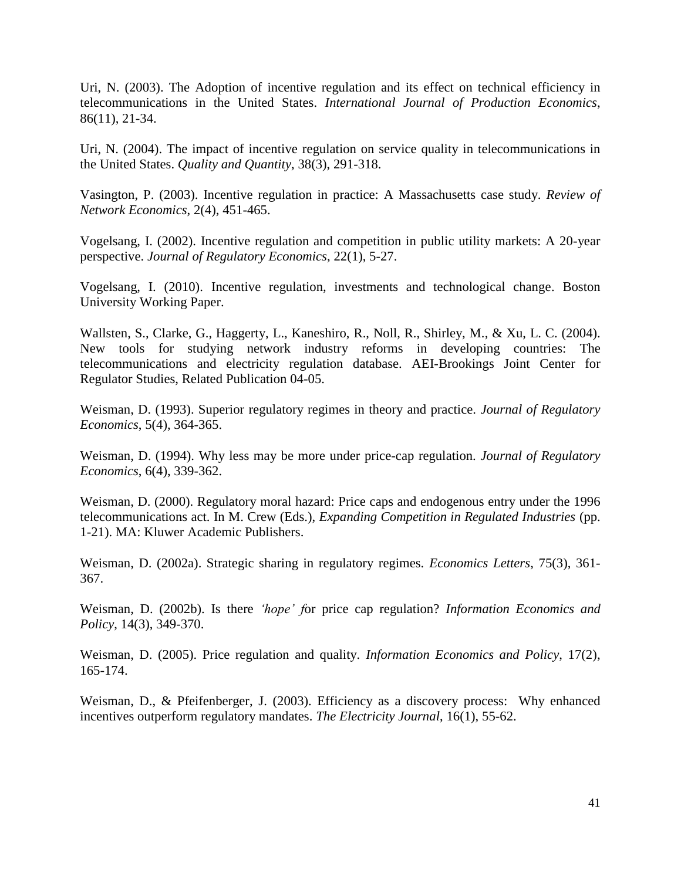Uri, N. (2003). The Adoption of incentive regulation and its effect on technical efficiency in telecommunications in the United States. *International Journal of Production Economics*, 86(11), 21-34.

Uri, N. (2004). The impact of incentive regulation on service quality in telecommunications in the United States. *Quality and Quantity*, 38(3), 291-318.

Vasington, P. (2003). Incentive regulation in practice: A Massachusetts case study. *Review of Network Economics*, 2(4), 451-465.

Vogelsang, I. (2002). Incentive regulation and competition in public utility markets: A 20-year perspective. *Journal of Regulatory Economics*, 22(1), 5-27.

Vogelsang, I. (2010). Incentive regulation, investments and technological change. Boston University Working Paper.

Wallsten, S., Clarke, G., Haggerty, L., Kaneshiro, R., Noll, R., Shirley, M., & Xu, L. C. (2004). New tools for studying network industry reforms in developing countries: The telecommunications and electricity regulation database. AEI-Brookings Joint Center for Regulator Studies, Related Publication 04-05.

Weisman, D. (1993). Superior regulatory regimes in theory and practice. *Journal of Regulatory Economics*, 5(4), 364-365.

Weisman, D. (1994). Why less may be more under price-cap regulation. *Journal of Regulatory Economics*, 6(4), 339-362.

Weisman, D. (2000). Regulatory moral hazard: Price caps and endogenous entry under the 1996 telecommunications act. In M. Crew (Eds.), *Expanding Competition in Regulated Industries* (pp. 1-21). MA: Kluwer Academic Publishers.

Weisman, D. (2002a). Strategic sharing in regulatory regimes. *Economics Letters*, 75(3), 361-367.

Weisman, D. (2002b). Is there *'hope' f*or price cap regulation? *Information Economics and Policy*, 14(3), 349-370.

Weisman, D. (2005). Price regulation and quality. *Information Economics and Policy*, 17(2), 165-174.

Weisman, D., & Pfeifenberger, J. (2003). Efficiency as a discovery process: Why enhanced incentives outperform regulatory mandates. *The Electricity Journal*, 16(1), 55-62.